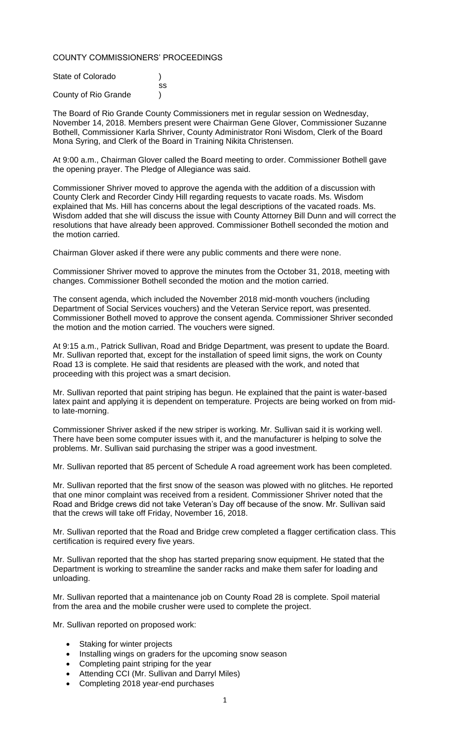COUNTY COMMISSIONERS' PROCEEDINGS

State of Colorado )
ss
County of Rio Grande )

The Board of Rio Grande County Commissioners met in regular session on Wednesday, November 14, 2018. Members present were Chairman Gene Glover, Commissioner Suzanne Bothell, Commissioner Karla Shriver, County Administrator Roni Wisdom, Clerk of the Board Mona Syring, and Clerk of the Board in Training Nikita Christensen.

At 9:00 a.m., Chairman Glover called the Board meeting to order. Commissioner Bothell gave the opening prayer. The Pledge of Allegiance was said.

Commissioner Shriver moved to approve the agenda with the addition of a discussion with County Clerk and Recorder Cindy Hill regarding requests to vacate roads. Ms. Wisdom explained that Ms. Hill has concerns about the legal descriptions of the vacated roads. Ms. Wisdom added that she will discuss the issue with County Attorney Bill Dunn and will correct the resolutions that have already been approved. Commissioner Bothell seconded the motion and the motion carried.

Chairman Glover asked if there were any public comments and there were none.

Commissioner Shriver moved to approve the minutes from the October 31, 2018, meeting with changes. Commissioner Bothell seconded the motion and the motion carried.

The consent agenda, which included the November 2018 mid-month vouchers (including Department of Social Services vouchers) and the Veteran Service report, was presented. Commissioner Bothell moved to approve the consent agenda. Commissioner Shriver seconded the motion and the motion carried. The vouchers were signed.

At 9:15 a.m., Patrick Sullivan, Road and Bridge Department, was present to update the Board. Mr. Sullivan reported that, except for the installation of speed limit signs, the work on County Road 13 is complete. He said that residents are pleased with the work, and noted that proceeding with this project was a smart decision.

Mr. Sullivan reported that paint striping has begun. He explained that the paint is water-based latex paint and applying it is dependent on temperature. Projects are being worked on from mid- to late-morning.

Commissioner Shriver asked if the new striper is working. Mr. Sullivan said it is working well. There have been some computer issues with it, and the manufacturer is helping to solve the problems. Mr. Sullivan said purchasing the striper was a good investment.

Mr. Sullivan reported that 85 percent of Schedule A road agreement work has been completed.

Mr. Sullivan reported that the first snow of the season was plowed with no glitches. He reported that one minor complaint was received from a resident. Commissioner Shriver noted that the Road and Bridge crews did not take Veteran's Day off because of the snow. Mr. Sullivan said that the crews will take off Friday, November 16, 2018.

Mr. Sullivan reported that the Road and Bridge crew completed a flagger certification class. This certification is required every five years.

Mr. Sullivan reported that the shop has started preparing snow equipment. He stated that the Department is working to streamline the sander racks and make them safer for loading and unloading.

Mr. Sullivan reported that a maintenance job on County Road 28 is complete. Spoil material from the area and the mobile crusher were used to complete the project.

Mr. Sullivan reported on proposed work:

- Staking for winter projects
- Installing wings on graders for the upcoming snow season
- Completing paint striping for the year
- Attending CCI (Mr. Sullivan and Darryl Miles)
- Completing 2018 year-end purchases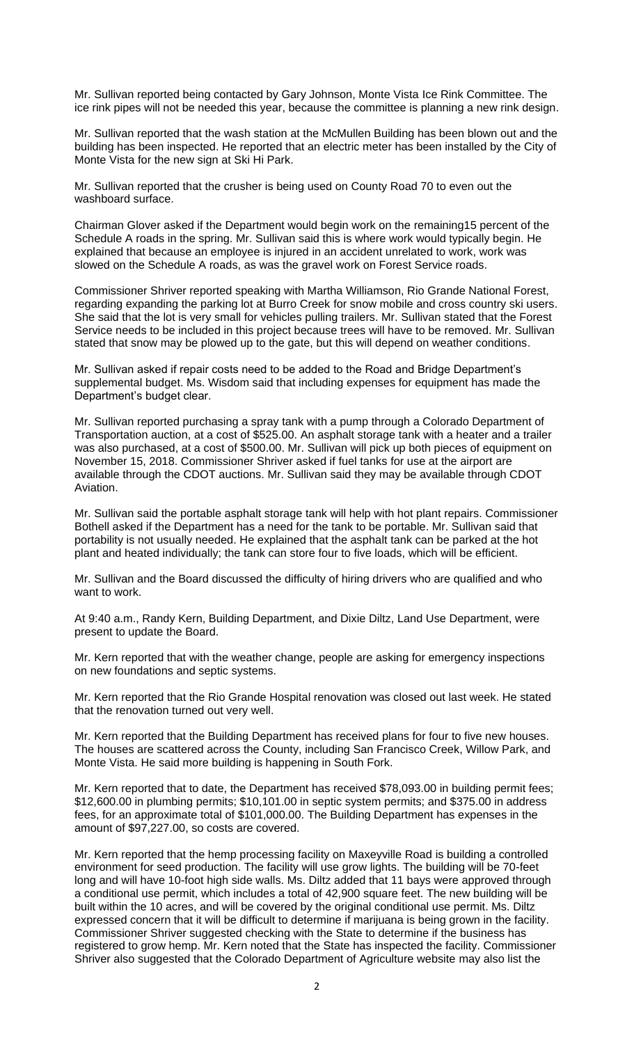Mr. Sullivan reported being contacted by Gary Johnson, Monte Vista Ice Rink Committee. The ice rink pipes will not be needed this year, because the committee is planning a new rink design.

Mr. Sullivan reported that the wash station at the McMullen Building has been blown out and the building has been inspected. He reported that an electric meter has been installed by the City of Monte Vista for the new sign at Ski Hi Park.

Mr. Sullivan reported that the crusher is being used on County Road 70 to even out the washboard surface.

Chairman Glover asked if the Department would begin work on the remaining15 percent of the Schedule A roads in the spring. Mr. Sullivan said this is where work would typically begin. He explained that because an employee is injured in an accident unrelated to work, work was slowed on the Schedule A roads, as was the gravel work on Forest Service roads.

Commissioner Shriver reported speaking with Martha Williamson, Rio Grande National Forest, regarding expanding the parking lot at Burro Creek for snow mobile and cross country ski users. She said that the lot is very small for vehicles pulling trailers. Mr. Sullivan stated that the Forest Service needs to be included in this project because trees will have to be removed. Mr. Sullivan stated that snow may be plowed up to the gate, but this will depend on weather conditions.

Mr. Sullivan asked if repair costs need to be added to the Road and Bridge Department's supplemental budget. Ms. Wisdom said that including expenses for equipment has made the Department's budget clear.

Mr. Sullivan reported purchasing a spray tank with a pump through a Colorado Department of Transportation auction, at a cost of $525.00. An asphalt storage tank with a heater and a trailer was also purchased, at a cost of $500.00. Mr. Sullivan will pick up both pieces of equipment on November 15, 2018. Commissioner Shriver asked if fuel tanks for use at the airport are available through the CDOT auctions. Mr. Sullivan said they may be available through CDOT Aviation.

Mr. Sullivan said the portable asphalt storage tank will help with hot plant repairs. Commissioner Bothell asked if the Department has a need for the tank to be portable. Mr. Sullivan said that portability is not usually needed. He explained that the asphalt tank can be parked at the hot plant and heated individually; the tank can store four to five loads, which will be efficient.

Mr. Sullivan and the Board discussed the difficulty of hiring drivers who are qualified and who want to work.

At 9:40 a.m., Randy Kern, Building Department, and Dixie Diltz, Land Use Department, were present to update the Board.

Mr. Kern reported that with the weather change, people are asking for emergency inspections on new foundations and septic systems.

Mr. Kern reported that the Rio Grande Hospital renovation was closed out last week. He stated that the renovation turned out very well.

Mr. Kern reported that the Building Department has received plans for four to five new houses. The houses are scattered across the County, including San Francisco Creek, Willow Park, and Monte Vista. He said more building is happening in South Fork.

Mr. Kern reported that to date, the Department has received $78,093.00 in building permit fees; $12,600.00 in plumbing permits; $10,101.00 in septic system permits; and $375.00 in address fees, for an approximate total of $101,000.00. The Building Department has expenses in the amount of $97,227.00, so costs are covered.

Mr. Kern reported that the hemp processing facility on Maxeyville Road is building a controlled environment for seed production. The facility will use grow lights. The building will be 70-feet long and will have 10-foot high side walls. Ms. Diltz added that 11 bays were approved through a conditional use permit, which includes a total of 42,900 square feet. The new building will be built within the 10 acres, and will be covered by the original conditional use permit. Ms. Diltz expressed concern that it will be difficult to determine if marijuana is being grown in the facility. Commissioner Shriver suggested checking with the State to determine if the business has registered to grow hemp. Mr. Kern noted that the State has inspected the facility. Commissioner Shriver also suggested that the Colorado Department of Agriculture website may also list the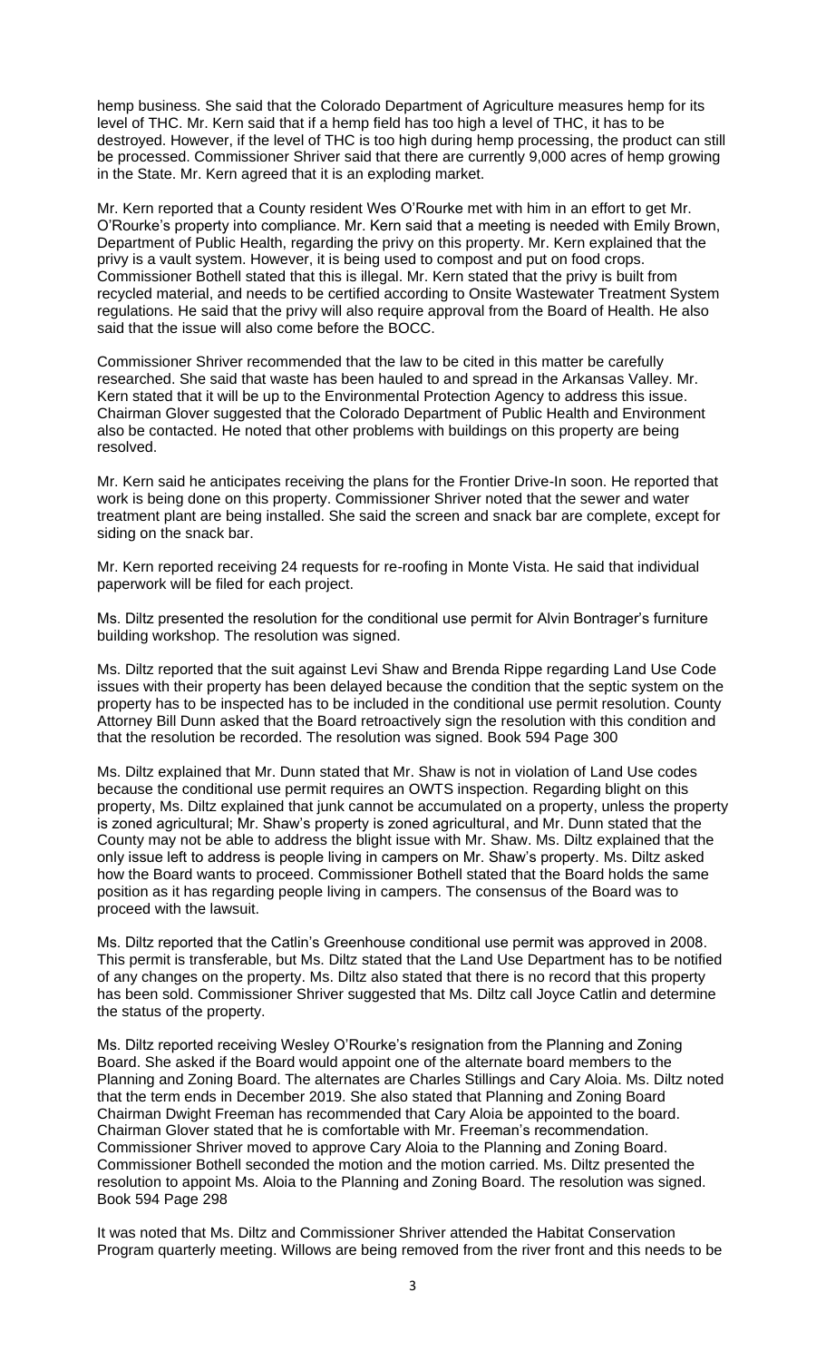hemp business. She said that the Colorado Department of Agriculture measures hemp for its level of THC. Mr. Kern said that if a hemp field has too high a level of THC, it has to be destroyed. However, if the level of THC is too high during hemp processing, the product can still be processed. Commissioner Shriver said that there are currently 9,000 acres of hemp growing in the State. Mr. Kern agreed that it is an exploding market.

Mr. Kern reported that a County resident Wes O'Rourke met with him in an effort to get Mr. O'Rourke's property into compliance. Mr. Kern said that a meeting is needed with Emily Brown, Department of Public Health, regarding the privy on this property. Mr. Kern explained that the privy is a vault system. However, it is being used to compost and put on food crops. Commissioner Bothell stated that this is illegal. Mr. Kern stated that the privy is built from recycled material, and needs to be certified according to Onsite Wastewater Treatment System regulations. He said that the privy will also require approval from the Board of Health. He also said that the issue will also come before the BOCC.

Commissioner Shriver recommended that the law to be cited in this matter be carefully researched. She said that waste has been hauled to and spread in the Arkansas Valley. Mr. Kern stated that it will be up to the Environmental Protection Agency to address this issue. Chairman Glover suggested that the Colorado Department of Public Health and Environment also be contacted. He noted that other problems with buildings on this property are being resolved.

Mr. Kern said he anticipates receiving the plans for the Frontier Drive-In soon. He reported that work is being done on this property. Commissioner Shriver noted that the sewer and water treatment plant are being installed. She said the screen and snack bar are complete, except for siding on the snack bar.

Mr. Kern reported receiving 24 requests for re-roofing in Monte Vista. He said that individual paperwork will be filed for each project.

Ms. Diltz presented the resolution for the conditional use permit for Alvin Bontrager's furniture building workshop. The resolution was signed.

Ms. Diltz reported that the suit against Levi Shaw and Brenda Rippe regarding Land Use Code issues with their property has been delayed because the condition that the septic system on the property has to be inspected has to be included in the conditional use permit resolution. County Attorney Bill Dunn asked that the Board retroactively sign the resolution with this condition and that the resolution be recorded. The resolution was signed. Book 594 Page 300

Ms. Diltz explained that Mr. Dunn stated that Mr. Shaw is not in violation of Land Use codes because the conditional use permit requires an OWTS inspection. Regarding blight on this property, Ms. Diltz explained that junk cannot be accumulated on a property, unless the property is zoned agricultural; Mr. Shaw's property is zoned agricultural, and Mr. Dunn stated that the County may not be able to address the blight issue with Mr. Shaw. Ms. Diltz explained that the only issue left to address is people living in campers on Mr. Shaw's property. Ms. Diltz asked how the Board wants to proceed. Commissioner Bothell stated that the Board holds the same position as it has regarding people living in campers. The consensus of the Board was to proceed with the lawsuit.

Ms. Diltz reported that the Catlin's Greenhouse conditional use permit was approved in 2008. This permit is transferable, but Ms. Diltz stated that the Land Use Department has to be notified of any changes on the property. Ms. Diltz also stated that there is no record that this property has been sold. Commissioner Shriver suggested that Ms. Diltz call Joyce Catlin and determine the status of the property.

Ms. Diltz reported receiving Wesley O'Rourke's resignation from the Planning and Zoning Board. She asked if the Board would appoint one of the alternate board members to the Planning and Zoning Board. The alternates are Charles Stillings and Cary Aloia. Ms. Diltz noted that the term ends in December 2019. She also stated that Planning and Zoning Board Chairman Dwight Freeman has recommended that Cary Aloia be appointed to the board. Chairman Glover stated that he is comfortable with Mr. Freeman's recommendation. Commissioner Shriver moved to approve Cary Aloia to the Planning and Zoning Board. Commissioner Bothell seconded the motion and the motion carried. Ms. Diltz presented the resolution to appoint Ms. Aloia to the Planning and Zoning Board. The resolution was signed. Book 594 Page 298

It was noted that Ms. Diltz and Commissioner Shriver attended the Habitat Conservation Program quarterly meeting. Willows are being removed from the river front and this needs to be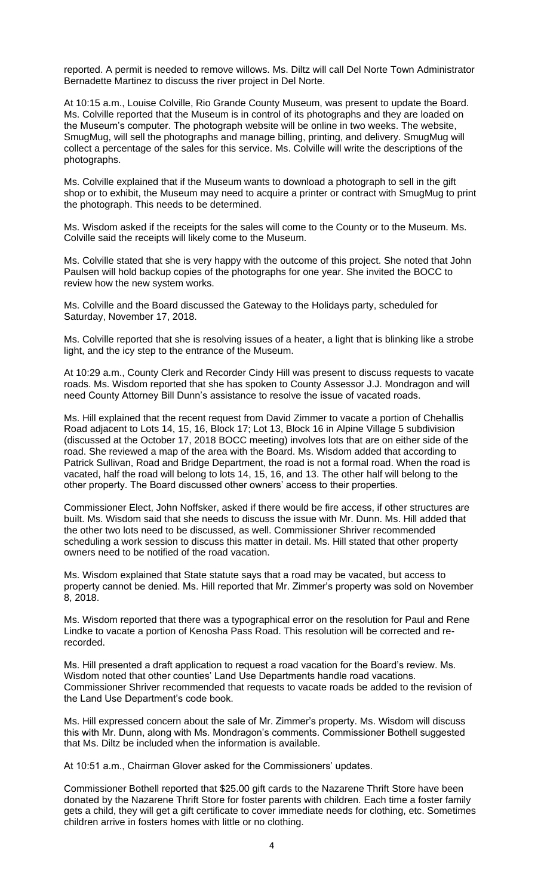reported. A permit is needed to remove willows. Ms. Diltz will call Del Norte Town Administrator Bernadette Martinez to discuss the river project in Del Norte.

At 10:15 a.m., Louise Colville, Rio Grande County Museum, was present to update the Board. Ms. Colville reported that the Museum is in control of its photographs and they are loaded on the Museum's computer. The photograph website will be online in two weeks. The website, SmugMug, will sell the photographs and manage billing, printing, and delivery. SmugMug will collect a percentage of the sales for this service. Ms. Colville will write the descriptions of the photographs.

Ms. Colville explained that if the Museum wants to download a photograph to sell in the gift shop or to exhibit, the Museum may need to acquire a printer or contract with SmugMug to print the photograph. This needs to be determined.

Ms. Wisdom asked if the receipts for the sales will come to the County or to the Museum. Ms. Colville said the receipts will likely come to the Museum.

Ms. Colville stated that she is very happy with the outcome of this project. She noted that John Paulsen will hold backup copies of the photographs for one year. She invited the BOCC to review how the new system works.

Ms. Colville and the Board discussed the Gateway to the Holidays party, scheduled for Saturday, November 17, 2018.

Ms. Colville reported that she is resolving issues of a heater, a light that is blinking like a strobe light, and the icy step to the entrance of the Museum.

At 10:29 a.m., County Clerk and Recorder Cindy Hill was present to discuss requests to vacate roads. Ms. Wisdom reported that she has spoken to County Assessor J.J. Mondragon and will need County Attorney Bill Dunn's assistance to resolve the issue of vacated roads.

Ms. Hill explained that the recent request from David Zimmer to vacate a portion of Chehallis Road adjacent to Lots 14, 15, 16, Block 17; Lot 13, Block 16 in Alpine Village 5 subdivision (discussed at the October 17, 2018 BOCC meeting) involves lots that are on either side of the road. She reviewed a map of the area with the Board. Ms. Wisdom added that according to Patrick Sullivan, Road and Bridge Department, the road is not a formal road. When the road is vacated, half the road will belong to lots 14, 15, 16, and 13. The other half will belong to the other property. The Board discussed other owners' access to their properties.

Commissioner Elect, John Noffsker, asked if there would be fire access, if other structures are built. Ms. Wisdom said that she needs to discuss the issue with Mr. Dunn. Ms. Hill added that the other two lots need to be discussed, as well. Commissioner Shriver recommended scheduling a work session to discuss this matter in detail. Ms. Hill stated that other property owners need to be notified of the road vacation.

Ms. Wisdom explained that State statute says that a road may be vacated, but access to property cannot be denied. Ms. Hill reported that Mr. Zimmer's property was sold on November 8, 2018.

Ms. Wisdom reported that there was a typographical error on the resolution for Paul and Rene Lindke to vacate a portion of Kenosha Pass Road. This resolution will be corrected and re-recorded.

Ms. Hill presented a draft application to request a road vacation for the Board's review. Ms. Wisdom noted that other counties' Land Use Departments handle road vacations. Commissioner Shriver recommended that requests to vacate roads be added to the revision of the Land Use Department's code book.

Ms. Hill expressed concern about the sale of Mr. Zimmer's property. Ms. Wisdom will discuss this with Mr. Dunn, along with Ms. Mondragon's comments. Commissioner Bothell suggested that Ms. Diltz be included when the information is available.

At 10:51 a.m., Chairman Glover asked for the Commissioners' updates.

Commissioner Bothell reported that $25.00 gift cards to the Nazarene Thrift Store have been donated by the Nazarene Thrift Store for foster parents with children. Each time a foster family gets a child, they will get a gift certificate to cover immediate needs for clothing, etc. Sometimes children arrive in fosters homes with little or no clothing.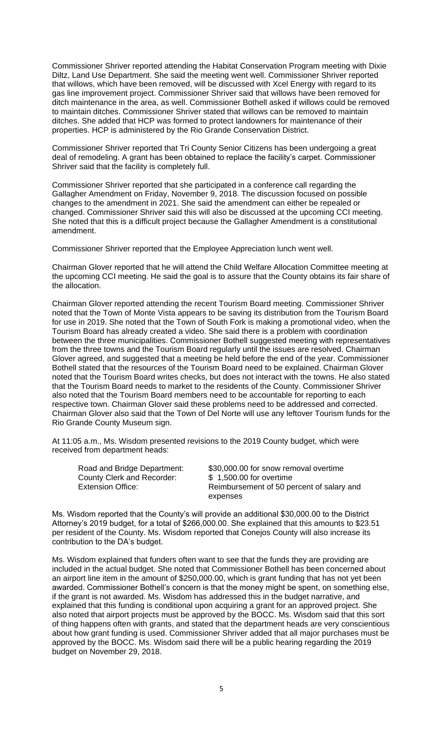Commissioner Shriver reported attending the Habitat Conservation Program meeting with Dixie Diltz, Land Use Department. She said the meeting went well. Commissioner Shriver reported that willows, which have been removed, will be discussed with Xcel Energy with regard to its gas line improvement project. Commissioner Shriver said that willows have been removed for ditch maintenance in the area, as well. Commissioner Bothell asked if willows could be removed to maintain ditches. Commissioner Shriver stated that willows can be removed to maintain ditches. She added that HCP was formed to protect landowners for maintenance of their properties. HCP is administered by the Rio Grande Conservation District.

Commissioner Shriver reported that Tri County Senior Citizens has been undergoing a great deal of remodeling. A grant has been obtained to replace the facility's carpet. Commissioner Shriver said that the facility is completely full.

Commissioner Shriver reported that she participated in a conference call regarding the Gallagher Amendment on Friday, November 9, 2018. The discussion focused on possible changes to the amendment in 2021. She said the amendment can either be repealed or changed. Commissioner Shriver said this will also be discussed at the upcoming CCI meeting. She noted that this is a difficult project because the Gallagher Amendment is a constitutional amendment.

Commissioner Shriver reported that the Employee Appreciation lunch went well.

Chairman Glover reported that he will attend the Child Welfare Allocation Committee meeting at the upcoming CCI meeting. He said the goal is to assure that the County obtains its fair share of the allocation.

Chairman Glover reported attending the recent Tourism Board meeting. Commissioner Shriver noted that the Town of Monte Vista appears to be saving its distribution from the Tourism Board for use in 2019. She noted that the Town of South Fork is making a promotional video, when the Tourism Board has already created a video. She said there is a problem with coordination between the three municipalities. Commissioner Bothell suggested meeting with representatives from the three towns and the Tourism Board regularly until the issues are resolved. Chairman Glover agreed, and suggested that a meeting be held before the end of the year. Commissioner Bothell stated that the resources of the Tourism Board need to be explained. Chairman Glover noted that the Tourism Board writes checks, but does not interact with the towns. He also stated that the Tourism Board needs to market to the residents of the County. Commissioner Shriver also noted that the Tourism Board members need to be accountable for reporting to each respective town. Chairman Glover said these problems need to be addressed and corrected. Chairman Glover also said that the Town of Del Norte will use any leftover Tourism funds for the Rio Grande County Museum sign.

At 11:05 a.m., Ms. Wisdom presented revisions to the 2019 County budget, which were received from department heads:

| | |
|---|---|
| Road and Bridge Department: | \$30,000.00 for snow removal overtime |
| County Clerk and Recorder: | \$ 1,500.00 for overtime |
| Extension Office: | Reimbursement of 50 percent of salary and expenses |

Ms. Wisdom reported that the County's will provide an additional \$30,000.00 to the District Attorney's 2019 budget, for a total of \$266,000.00. She explained that this amounts to \$23.51 per resident of the County. Ms. Wisdom reported that Conejos County will also increase its contribution to the DA's budget.

Ms. Wisdom explained that funders often want to see that the funds they are providing are included in the actual budget. She noted that Commissioner Bothell has been concerned about an airport line item in the amount of \$250,000.00, which is grant funding that has not yet been awarded. Commissioner Bothell's concern is that the money might be spent, on something else, if the grant is not awarded. Ms. Wisdom has addressed this in the budget narrative, and explained that this funding is conditional upon acquiring a grant for an approved project. She also noted that airport projects must be approved by the BOCC. Ms. Wisdom said that this sort of thing happens often with grants, and stated that the department heads are very conscientious about how grant funding is used. Commissioner Shriver added that all major purchases must be approved by the BOCC. Ms. Wisdom said there will be a public hearing regarding the 2019 budget on November 29, 2018.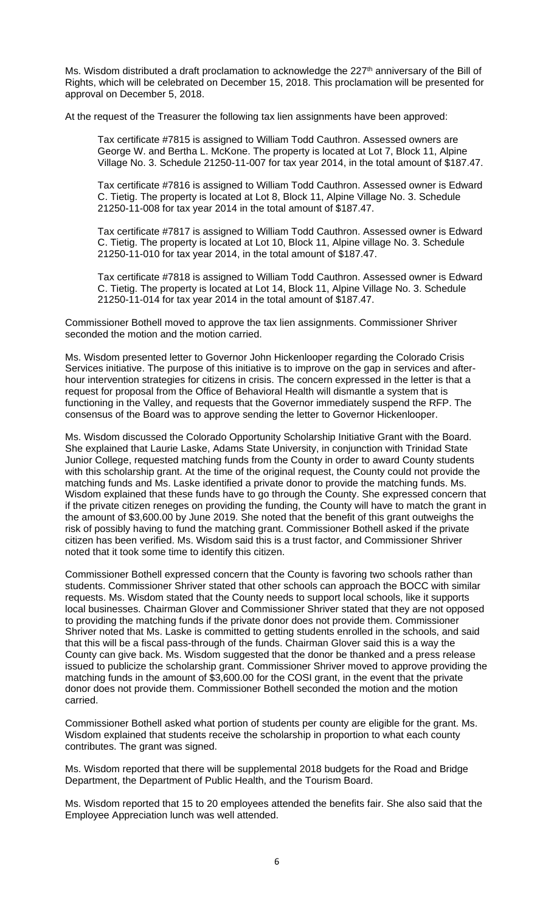Ms. Wisdom distributed a draft proclamation to acknowledge the 227th anniversary of the Bill of Rights, which will be celebrated on December 15, 2018. This proclamation will be presented for approval on December 5, 2018.

At the request of the Treasurer the following tax lien assignments have been approved:

> Tax certificate #7815 is assigned to William Todd Cauthron. Assessed owners are George W. and Bertha L. McKone. The property is located at Lot 7, Block 11, Alpine Village No. 3. Schedule 21250-11-007 for tax year 2014, in the total amount of $187.47.
>
> Tax certificate #7816 is assigned to William Todd Cauthron. Assessed owner is Edward C. Tietig. The property is located at Lot 8, Block 11, Alpine Village No. 3. Schedule 21250-11-008 for tax year 2014 in the total amount of $187.47.
>
> Tax certificate #7817 is assigned to William Todd Cauthron. Assessed owner is Edward C. Tietig. The property is located at Lot 10, Block 11, Alpine village No. 3. Schedule 21250-11-010 for tax year 2014, in the total amount of $187.47.
>
> Tax certificate #7818 is assigned to William Todd Cauthron. Assessed owner is Edward C. Tietig. The property is located at Lot 14, Block 11, Alpine Village No. 3. Schedule 21250-11-014 for tax year 2014 in the total amount of $187.47.

Commissioner Bothell moved to approve the tax lien assignments. Commissioner Shriver seconded the motion and the motion carried.

Ms. Wisdom presented letter to Governor John Hickenlooper regarding the Colorado Crisis Services initiative. The purpose of this initiative is to improve on the gap in services and after-hour intervention strategies for citizens in crisis. The concern expressed in the letter is that a request for proposal from the Office of Behavioral Health will dismantle a system that is functioning in the Valley, and requests that the Governor immediately suspend the RFP. The consensus of the Board was to approve sending the letter to Governor Hickenlooper.

Ms. Wisdom discussed the Colorado Opportunity Scholarship Initiative Grant with the Board. She explained that Laurie Laske, Adams State University, in conjunction with Trinidad State Junior College, requested matching funds from the County in order to award County students with this scholarship grant. At the time of the original request, the County could not provide the matching funds and Ms. Laske identified a private donor to provide the matching funds. Ms. Wisdom explained that these funds have to go through the County. She expressed concern that if the private citizen reneges on providing the funding, the County will have to match the grant in the amount of $3,600.00 by June 2019. She noted that the benefit of this grant outweighs the risk of possibly having to fund the matching grant. Commissioner Bothell asked if the private citizen has been verified. Ms. Wisdom said this is a trust factor, and Commissioner Shriver noted that it took some time to identify this citizen.

Commissioner Bothell expressed concern that the County is favoring two schools rather than students. Commissioner Shriver stated that other schools can approach the BOCC with similar requests. Ms. Wisdom stated that the County needs to support local schools, like it supports local businesses. Chairman Glover and Commissioner Shriver stated that they are not opposed to providing the matching funds if the private donor does not provide them. Commissioner Shriver noted that Ms. Laske is committed to getting students enrolled in the schools, and said that this will be a fiscal pass-through of the funds. Chairman Glover said this is a way the County can give back. Ms. Wisdom suggested that the donor be thanked and a press release issued to publicize the scholarship grant. Commissioner Shriver moved to approve providing the matching funds in the amount of $3,600.00 for the COSI grant, in the event that the private donor does not provide them. Commissioner Bothell seconded the motion and the motion carried.

Commissioner Bothell asked what portion of students per county are eligible for the grant. Ms. Wisdom explained that students receive the scholarship in proportion to what each county contributes. The grant was signed.

Ms. Wisdom reported that there will be supplemental 2018 budgets for the Road and Bridge Department, the Department of Public Health, and the Tourism Board.

Ms. Wisdom reported that 15 to 20 employees attended the benefits fair. She also said that the Employee Appreciation lunch was well attended.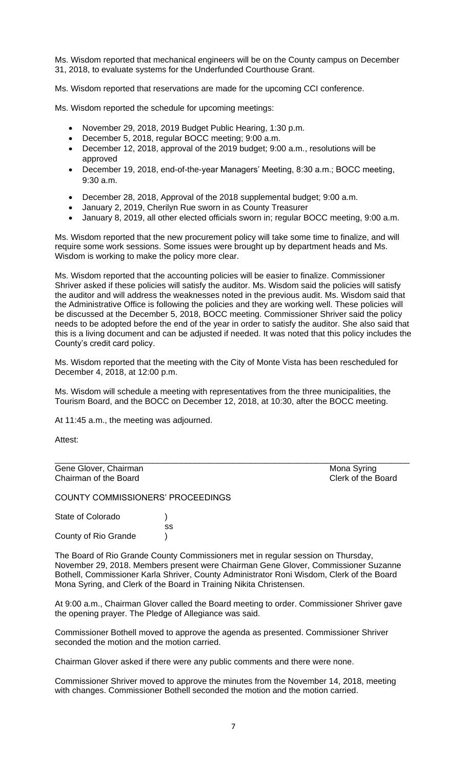Ms. Wisdom reported that mechanical engineers will be on the County campus on December 31, 2018, to evaluate systems for the Underfunded Courthouse Grant.

Ms. Wisdom reported that reservations are made for the upcoming CCI conference.

Ms. Wisdom reported the schedule for upcoming meetings:

- November 29, 2018, 2019 Budget Public Hearing, 1:30 p.m.
- December 5, 2018, regular BOCC meeting; 9:00 a.m.
- December 12, 2018, approval of the 2019 budget; 9:00 a.m., resolutions will be approved
- December 19, 2018, end-of-the-year Managers' Meeting, 8:30 a.m.; BOCC meeting, 9:30 a.m.
- December 28, 2018, Approval of the 2018 supplemental budget; 9:00 a.m.
- January 2, 2019, Cherilyn Rue sworn in as County Treasurer
- January 8, 2019, all other elected officials sworn in; regular BOCC meeting, 9:00 a.m.

Ms. Wisdom reported that the new procurement policy will take some time to finalize, and will require some work sessions. Some issues were brought up by department heads and Ms. Wisdom is working to make the policy more clear.

Ms. Wisdom reported that the accounting policies will be easier to finalize. Commissioner Shriver asked if these policies will satisfy the auditor. Ms. Wisdom said the policies will satisfy the auditor and will address the weaknesses noted in the previous audit. Ms. Wisdom said that the Administrative Office is following the policies and they are working well. These policies will be discussed at the December 5, 2018, BOCC meeting. Commissioner Shriver said the policy needs to be adopted before the end of the year in order to satisfy the auditor. She also said that this is a living document and can be adjusted if needed. It was noted that this policy includes the County's credit card policy.

Ms. Wisdom reported that the meeting with the City of Monte Vista has been rescheduled for December 4, 2018, at 12:00 p.m.

Ms. Wisdom will schedule a meeting with representatives from the three municipalities, the Tourism Board, and the BOCC on December 12, 2018, at 10:30, after the BOCC meeting.

At 11:45 a.m., the meeting was adjourned.

Attest:

\_\_\_\_\_\_\_\_\_\_\_\_\_\_\_\_\_\_\_\_\_\_\_\_\_\_\_\_\_\_\_\_\_\_\_\_\_\_\_\_\_\_\_\_\_\_\_\_\_\_\_\_\_\_\_\_\_\_\_\_\_\_\_\_\_\_\_\_\_\_\_\_

Gene Glover, Chairman &nbsp;&nbsp;&nbsp;&nbsp;&nbsp;&nbsp;&nbsp;&nbsp;&nbsp;&nbsp;&nbsp;&nbsp;&nbsp;&nbsp;&nbsp;&nbsp; Mona Syring
Chairman of the Board &nbsp;&nbsp;&nbsp;&nbsp;&nbsp;&nbsp;&nbsp;&nbsp;&nbsp;&nbsp;&nbsp;&nbsp;&nbsp;&nbsp;&nbsp;&nbsp; Clerk of the Board

COUNTY COMMISSIONERS' PROCEEDINGS

State of Colorado &nbsp;&nbsp;&nbsp;&nbsp;&nbsp; )
&nbsp;&nbsp;&nbsp;&nbsp;&nbsp;&nbsp;&nbsp;&nbsp;&nbsp;&nbsp;&nbsp;&nbsp;&nbsp;&nbsp;&nbsp;&nbsp;&nbsp;&nbsp;&nbsp;&nbsp;&nbsp;&nbsp;&nbsp;&nbsp;&nbsp;&nbsp;&nbsp;&nbsp;&nbsp;&nbsp;&nbsp; ss
County of Rio Grande &nbsp;&nbsp; )

The Board of Rio Grande County Commissioners met in regular session on Thursday, November 29, 2018. Members present were Chairman Gene Glover, Commissioner Suzanne Bothell, Commissioner Karla Shriver, County Administrator Roni Wisdom, Clerk of the Board Mona Syring, and Clerk of the Board in Training Nikita Christensen.

At 9:00 a.m., Chairman Glover called the Board meeting to order. Commissioner Shriver gave the opening prayer. The Pledge of Allegiance was said.

Commissioner Bothell moved to approve the agenda as presented. Commissioner Shriver seconded the motion and the motion carried.

Chairman Glover asked if there were any public comments and there were none.

Commissioner Shriver moved to approve the minutes from the November 14, 2018, meeting with changes. Commissioner Bothell seconded the motion and the motion carried.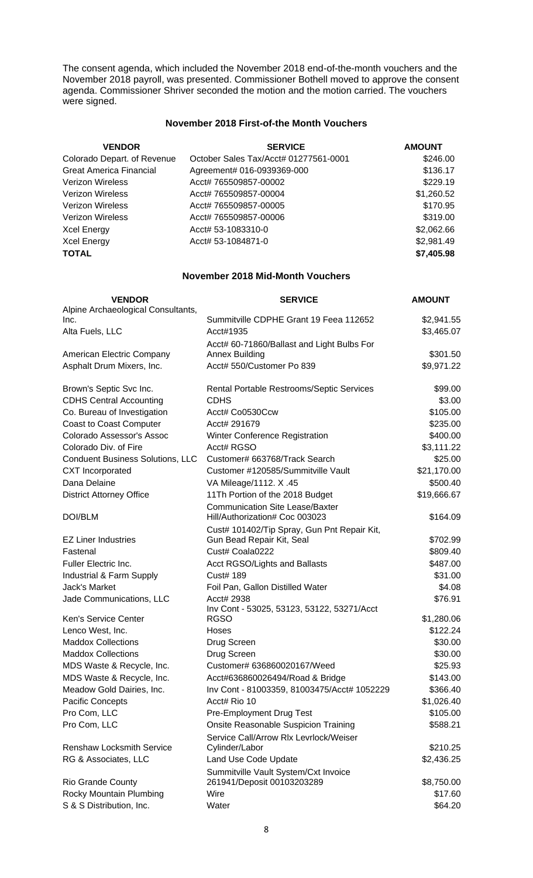The consent agenda, which included the November 2018 end-of-the-month vouchers and the November 2018 payroll, was presented. Commissioner Bothell moved to approve the consent agenda. Commissioner Shriver seconded the motion and the motion carried. The vouchers were signed.

### November 2018 First-of-the Month Vouchers

| VENDOR | SERVICE | AMOUNT |
|---|---|---|
| Colorado Depart. of Revenue | October Sales Tax/Acct# 01277561-0001 | $246.00 |
| Great America Financial | Agreement# 016-0939369-000 | $136.17 |
| Verizon Wireless | Acct# 765509857-00002 | $229.19 |
| Verizon Wireless | Acct# 765509857-00004 | $1,260.52 |
| Verizon Wireless | Acct# 765509857-00005 | $170.95 |
| Verizon Wireless | Acct# 765509857-00006 | $319.00 |
| Xcel Energy | Acct# 53-1083310-0 | $2,062.66 |
| Xcel Energy | Acct# 53-1084871-0 | $2,981.49 |
| **TOTAL** | | **$7,405.98** |

### November 2018 Mid-Month Vouchers

| VENDOR | SERVICE | AMOUNT |
|---|---|---|
| Alpine Archaeological Consultants, Inc. | Summitville CDPHE Grant 19 Feea 112652 | $2,941.55 |
| Alta Fuels, LLC | Acct#1935 | $3,465.07 |
| American Electric Company | Acct# 60-71860/Ballast and Light Bulbs For Annex Building | $301.50 |
| Asphalt Drum Mixers, Inc. | Acct# 550/Customer Po 839 | $9,971.22 |
| Brown's Septic Svc Inc. | Rental Portable Restrooms/Septic Services | $99.00 |
| CDHS Central Accounting | CDHS | $3.00 |
| Co. Bureau of Investigation | Acct# Co0530Ccw | $105.00 |
| Coast to Coast Computer | Acct# 291679 | $235.00 |
| Colorado Assessor's Assoc | Winter Conference Registration | $400.00 |
| Colorado Div. of Fire | Acct# RGSO | $3,111.22 |
| Conduent Business Solutions, LLC | Customer# 663768/Track Search | $25.00 |
| CXT Incorporated | Customer #120585/Summitville Vault | $21,170.00 |
| Dana Delaine | VA Mileage/1112. X .45 | $500.40 |
| District Attorney Office | 11Th Portion of the 2018 Budget | $19,666.67 |
| DOI/BLM | Communication Site Lease/Baxter Hill/Authorization# Coc 003023 | $164.09 |
| EZ Liner Industries | Cust# 101402/Tip Spray, Gun Pnt Repair Kit, Gun Bead Repair Kit, Seal | $702.99 |
| Fastenal | Cust# Coala0222 | $809.40 |
| Fuller Electric Inc. | Acct RGSO/Lights and Ballasts | $487.00 |
| Industrial & Farm Supply | Cust# 189 | $31.00 |
| Jack's Market | Foil Pan, Gallon Distilled Water | $4.08 |
| Jade Communications, LLC | Acct# 2938 | $76.91 |
| Ken's Service Center | Inv Cont - 53025, 53123, 53122, 53271/Acct RGSO | $1,280.06 |
| Lenco West, Inc. | Hoses | $122.24 |
| Maddox Collections | Drug Screen | $30.00 |
| Maddox Collections | Drug Screen | $30.00 |
| MDS Waste & Recycle, Inc. | Customer# 636860020167/Weed | $25.93 |
| MDS Waste & Recycle, Inc. | Acct#636860026494/Road & Bridge | $143.00 |
| Meadow Gold Dairies, Inc. | Inv Cont - 81003359, 81003475/Acct# 1052229 | $366.40 |
| Pacific Concepts | Acct# Rio 10 | $1,026.40 |
| Pro Com, LLC | Pre-Employment Drug Test | $105.00 |
| Pro Com, LLC | Onsite Reasonable Suspicion Training | $588.21 |
| Renshaw Locksmith Service | Service Call/Arrow Rlx Levrlock/Weiser Cylinder/Labor | $210.25 |
| RG & Associates, LLC | Land Use Code Update | $2,436.25 |
| Rio Grande County | Summitville Vault System/Cxt Invoice 261941/Deposit 00103203289 | $8,750.00 |
| Rocky Mountain Plumbing | Wire | $17.60 |
| S & S Distribution, Inc. | Water | $64.20 |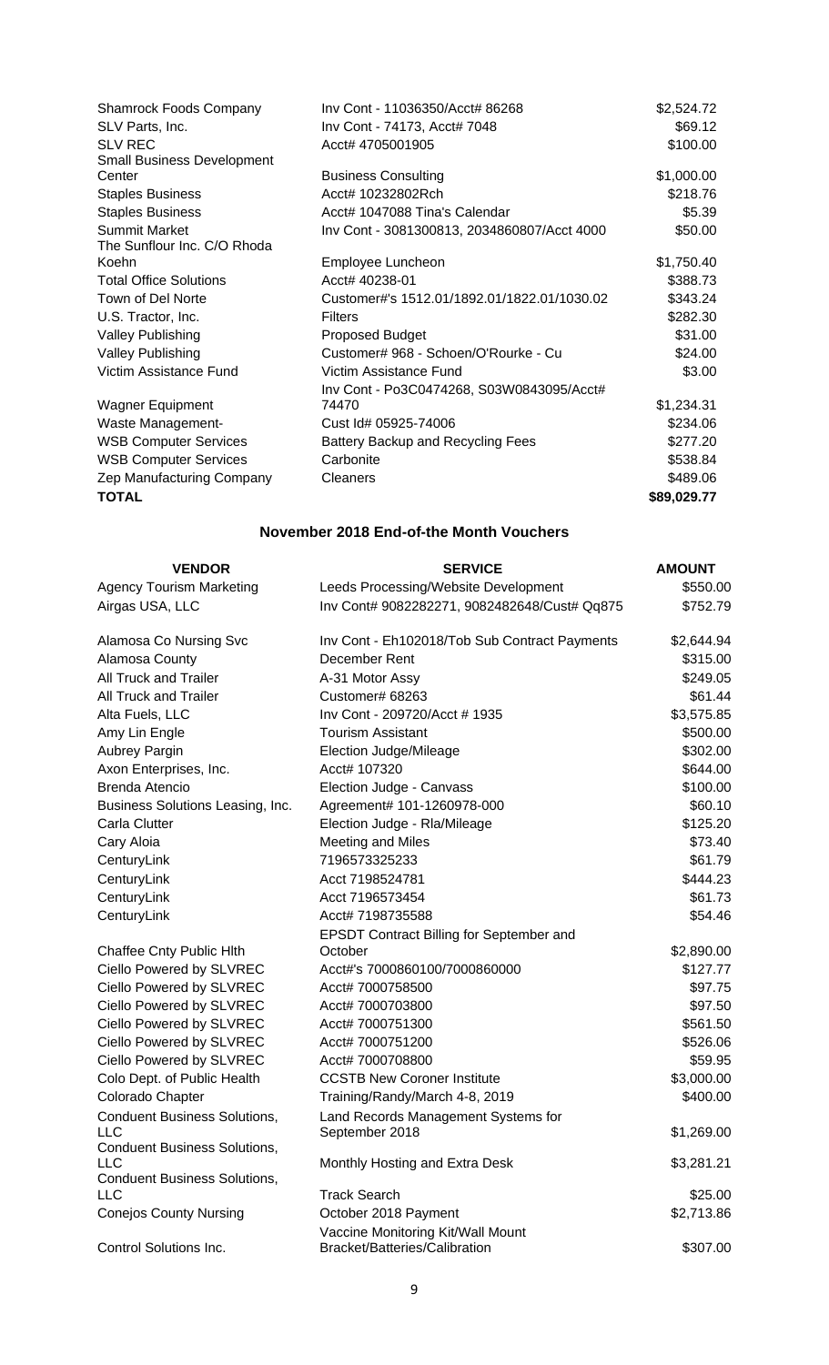| | | |
|---|---|---|
| Shamrock Foods Company | Inv Cont - 11036350/Acct# 86268 | $2,524.72 |
| SLV Parts, Inc. | Inv Cont - 74173, Acct# 7048 | $69.12 |
| SLV REC | Acct# 4705001905 | $100.00 |
| Small Business Development Center | Business Consulting | $1,000.00 |
| Staples Business | Acct# 10232802Rch | $218.76 |
| Staples Business | Acct# 1047088 Tina's Calendar | $5.39 |
| Summit Market | Inv Cont - 3081300813, 2034860807/Acct 4000 | $50.00 |
| The Sunflour Inc. C/O Rhoda Koehn | Employee Luncheon | $1,750.40 |
| Total Office Solutions | Acct# 40238-01 | $388.73 |
| Town of Del Norte | Customer#'s 1512.01/1892.01/1822.01/1030.02 | $343.24 |
| U.S. Tractor, Inc. | Filters | $282.30 |
| Valley Publishing | Proposed Budget | $31.00 |
| Valley Publishing | Customer# 968 - Schoen/O'Rourke - Cu | $24.00 |
| Victim Assistance Fund | Victim Assistance Fund | $3.00 |
| Wagner Equipment | Inv Cont - Po3C0474268, S03W0843095/Acct# 74470 | $1,234.31 |
| Waste Management- | Cust Id# 05925-74006 | $234.06 |
| WSB Computer Services | Battery Backup and Recycling Fees | $277.20 |
| WSB Computer Services | Carbonite | $538.84 |
| Zep Manufacturing Company | Cleaners | $489.06 |
| **TOTAL** | | **$89,029.77** |

## November 2018 End-of-the Month Vouchers

| VENDOR | SERVICE | AMOUNT |
|---|---|---|
| Agency Tourism Marketing | Leeds Processing/Website Development | $550.00 |
| Airgas USA, LLC | Inv Cont# 9082282271, 9082482648/Cust# Qq875 | $752.79 |
| Alamosa Co Nursing Svc | Inv Cont - Eh102018/Tob Sub Contract Payments | $2,644.94 |
| Alamosa County | December Rent | $315.00 |
| All Truck and Trailer | A-31 Motor Assy | $249.05 |
| All Truck and Trailer | Customer# 68263 | $61.44 |
| Alta Fuels, LLC | Inv Cont - 209720/Acct # 1935 | $3,575.85 |
| Amy Lin Engle | Tourism Assistant | $500.00 |
| Aubrey Pargin | Election Judge/Mileage | $302.00 |
| Axon Enterprises, Inc. | Acct# 107320 | $644.00 |
| Brenda Atencio | Election Judge - Canvass | $100.00 |
| Business Solutions Leasing, Inc. | Agreement# 101-1260978-000 | $60.10 |
| Carla Clutter | Election Judge - Rla/Mileage | $125.20 |
| Cary Aloia | Meeting and Miles | $73.40 |
| CenturyLink | 7196573325233 | $61.79 |
| CenturyLink | Acct 7198524781 | $444.23 |
| CenturyLink | Acct 7196573454 | $61.73 |
| CenturyLink | Acct# 7198735588 | $54.46 |
| Chaffee Cnty Public Hlth | EPSDT Contract Billing for September and October | $2,890.00 |
| Ciello Powered by SLVREC | Acct#'s 7000860100/7000860000 | $127.77 |
| Ciello Powered by SLVREC | Acct# 7000758500 | $97.75 |
| Ciello Powered by SLVREC | Acct# 7000703800 | $97.50 |
| Ciello Powered by SLVREC | Acct# 7000751300 | $561.50 |
| Ciello Powered by SLVREC | Acct# 7000751200 | $526.06 |
| Ciello Powered by SLVREC | Acct# 7000708800 | $59.95 |
| Colo Dept. of Public Health | CCSTB New Coroner Institute | $3,000.00 |
| Colorado Chapter | Training/Randy/March 4-8, 2019 | $400.00 |
| Conduent Business Solutions, LLC | Land Records Management Systems for September 2018 | $1,269.00 |
| Conduent Business Solutions, LLC | Monthly Hosting and Extra Desk | $3,281.21 |
| Conduent Business Solutions, LLC | Track Search | $25.00 |
| Conejos County Nursing | October 2018 Payment | $2,713.86 |
| Control Solutions Inc. | Vaccine Monitoring Kit/Wall Mount Bracket/Batteries/Calibration | $307.00 |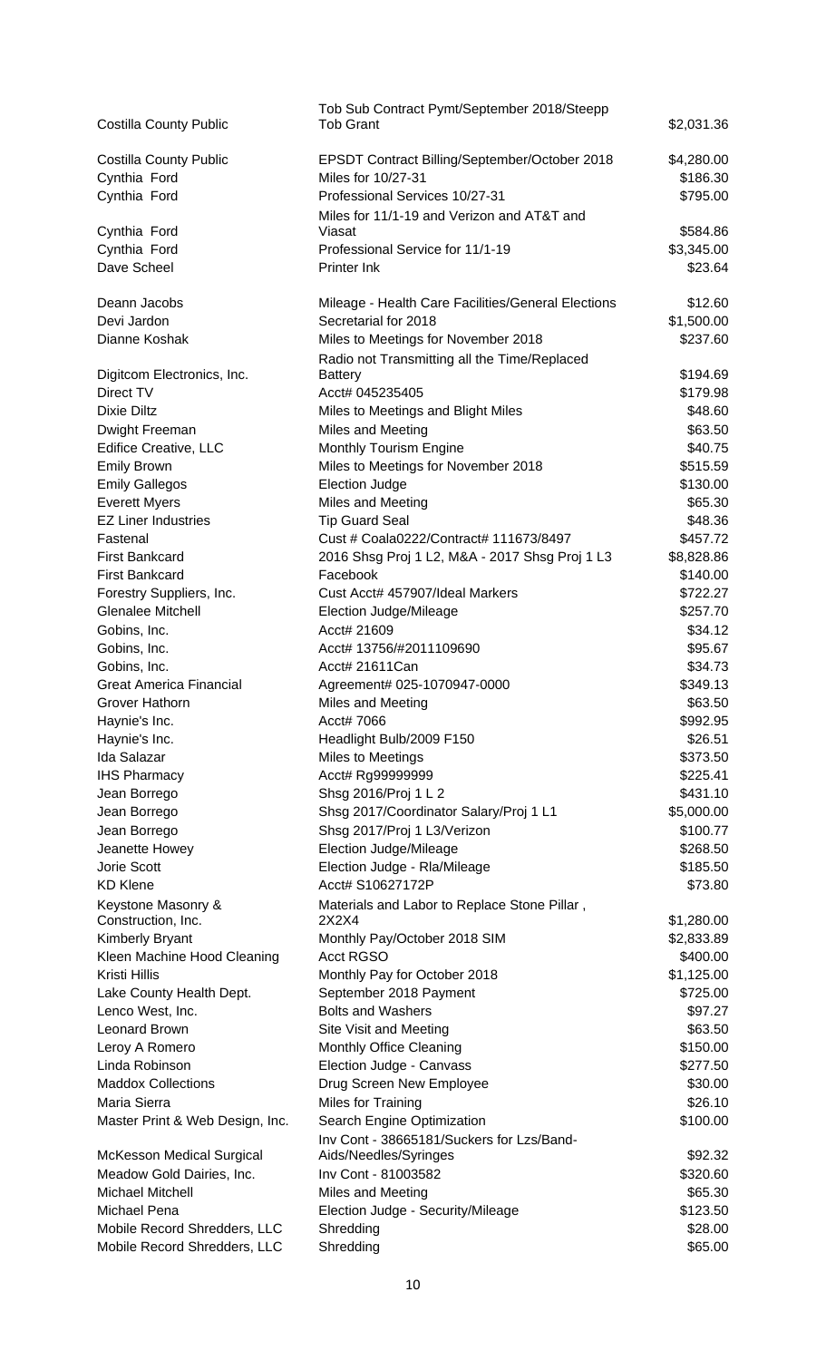| | | |
|---|---|---|
| Costilla County Public | Tob Sub Contract Pymt/September 2018/Steepp Tob Grant | $2,031.36 |
| Costilla County Public | EPSDT Contract Billing/September/October 2018 | $4,280.00 |
| Cynthia Ford | Miles for 10/27-31 | $186.30 |
| Cynthia Ford | Professional Services 10/27-31 | $795.00 |
| Cynthia Ford | Miles for 11/1-19 and Verizon and AT&T and Viasat | $584.86 |
| Cynthia Ford | Professional Service for 11/1-19 | $3,345.00 |
| Dave Scheel | Printer Ink | $23.64 |
| Deann Jacobs | Mileage - Health Care Facilities/General Elections | $12.60 |
| Devi Jardon | Secretarial for 2018 | $1,500.00 |
| Dianne Koshak | Miles to Meetings for November 2018 | $237.60 |
| Digitcom Electronics, Inc. | Radio not Transmitting all the Time/Replaced Battery | $194.69 |
| Direct TV | Acct# 045235405 | $179.98 |
| Dixie Diltz | Miles to Meetings and Blight Miles | $48.60 |
| Dwight Freeman | Miles and Meeting | $63.50 |
| Edifice Creative, LLC | Monthly Tourism Engine | $40.75 |
| Emily Brown | Miles to Meetings for November 2018 | $515.59 |
| Emily Gallegos | Election Judge | $130.00 |
| Everett Myers | Miles and Meeting | $65.30 |
| EZ Liner Industries | Tip Guard Seal | $48.36 |
| Fastenal | Cust # Coala0222/Contract# 111673/8497 | $457.72 |
| First Bankcard | 2016 Shsg Proj 1 L2, M&A - 2017 Shsg Proj 1 L3 | $8,828.86 |
| First Bankcard | Facebook | $140.00 |
| Forestry Suppliers, Inc. | Cust Acct# 457907/Ideal Markers | $722.27 |
| Glenalee Mitchell | Election Judge/Mileage | $257.70 |
| Gobins, Inc. | Acct# 21609 | $34.12 |
| Gobins, Inc. | Acct# 13756/#2011109690 | $95.67 |
| Gobins, Inc. | Acct# 21611Can | $34.73 |
| Great America Financial | Agreement# 025-1070947-0000 | $349.13 |
| Grover Hathorn | Miles and Meeting | $63.50 |
| Haynie's Inc. | Acct# 7066 | $992.95 |
| Haynie's Inc. | Headlight Bulb/2009 F150 | $26.51 |
| Ida Salazar | Miles to Meetings | $373.50 |
| IHS Pharmacy | Acct# Rg99999999 | $225.41 |
| Jean Borrego | Shsg 2016/Proj 1 L 2 | $431.10 |
| Jean Borrego | Shsg 2017/Coordinator Salary/Proj 1 L1 | $5,000.00 |
| Jean Borrego | Shsg 2017/Proj 1 L3/Verizon | $100.77 |
| Jeanette Howey | Election Judge/Mileage | $268.50 |
| Jorie Scott | Election Judge - Rla/Mileage | $185.50 |
| KD Klene | Acct# S10627172P | $73.80 |
| Keystone Masonry & Construction, Inc. | Materials and Labor to Replace Stone Pillar , 2X2X4 | $1,280.00 |
| Kimberly Bryant | Monthly Pay/October 2018 SIM | $2,833.89 |
| Kleen Machine Hood Cleaning | Acct RGSO | $400.00 |
| Kristi Hillis | Monthly Pay for October 2018 | $1,125.00 |
| Lake County Health Dept. | September 2018 Payment | $725.00 |
| Lenco West, Inc. | Bolts and Washers | $97.27 |
| Leonard Brown | Site Visit and Meeting | $63.50 |
| Leroy A Romero | Monthly Office Cleaning | $150.00 |
| Linda Robinson | Election Judge - Canvass | $277.50 |
| Maddox Collections | Drug Screen New Employee | $30.00 |
| Maria Sierra | Miles for Training | $26.10 |
| Master Print & Web Design, Inc. | Search Engine Optimization | $100.00 |
| McKesson Medical Surgical | Inv Cont - 38665181/Suckers for Lzs/Band-Aids/Needles/Syringes | $92.32 |
| Meadow Gold Dairies, Inc. | Inv Cont - 81003582 | $320.60 |
| Michael Mitchell | Miles and Meeting | $65.30 |
| Michael Pena | Election Judge - Security/Mileage | $123.50 |
| Mobile Record Shredders, LLC | Shredding | $28.00 |
| Mobile Record Shredders, LLC | Shredding | $65.00 |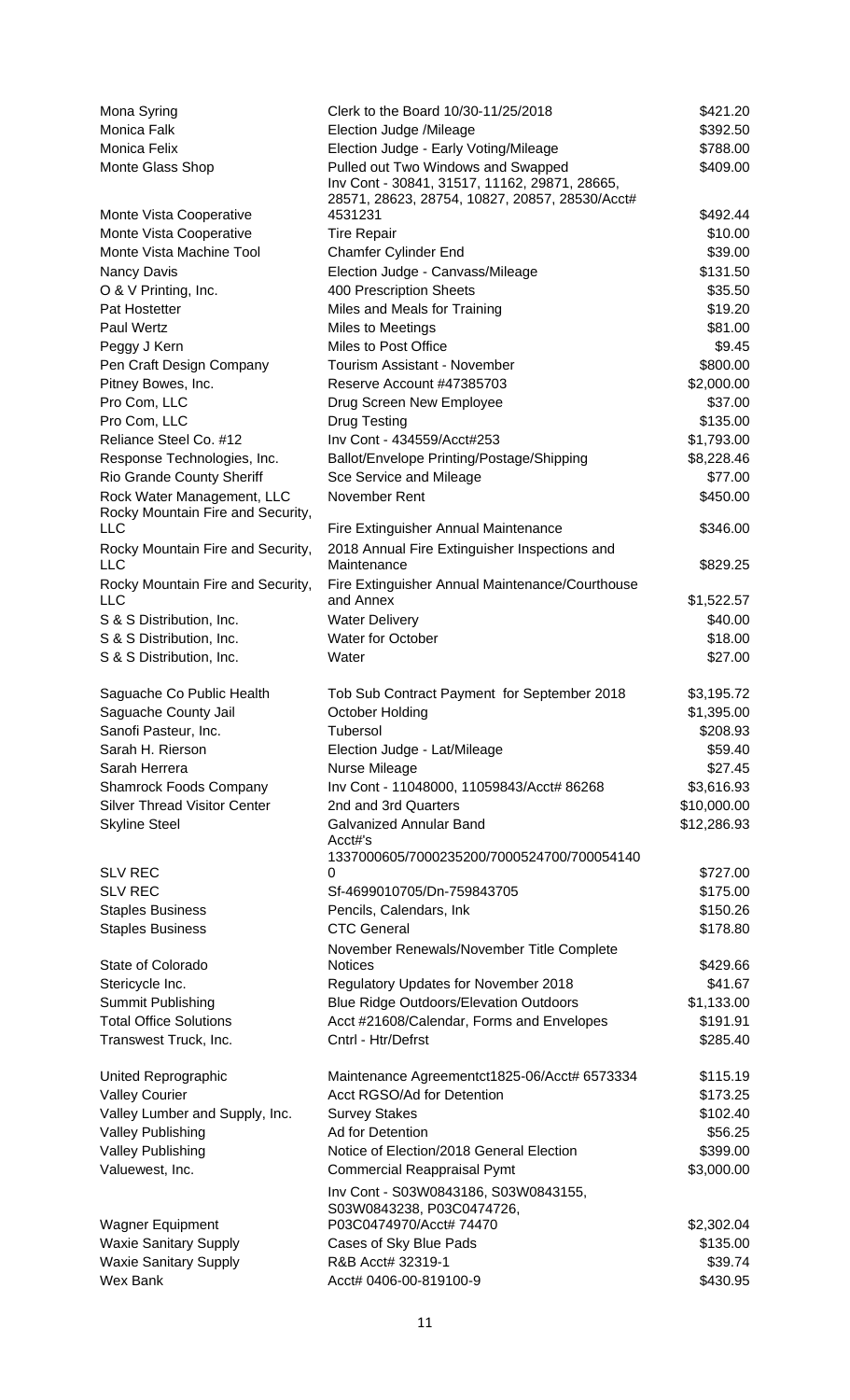| | | |
|---|---|---|
| Mona Syring | Clerk to the Board 10/30-11/25/2018 | $421.20 |
| Monica Falk | Election Judge /Mileage | $392.50 |
| Monica Felix | Election Judge - Early Voting/Mileage | $788.00 |
| Monte Glass Shop | Pulled out Two Windows and Swapped | $409.00 |
| Monte Vista Cooperative | Inv Cont - 30841, 31517, 11162, 29871, 28665, 28571, 28623, 28754, 10827, 20857, 28530/Acct# 4531231 | $492.44 |
| Monte Vista Cooperative | Tire Repair | $10.00 |
| Monte Vista Machine Tool | Chamfer Cylinder End | $39.00 |
| Nancy Davis | Election Judge - Canvass/Mileage | $131.50 |
| O & V Printing, Inc. | 400 Prescription Sheets | $35.50 |
| Pat Hostetter | Miles and Meals for Training | $19.20 |
| Paul Wertz | Miles to Meetings | $81.00 |
| Peggy J Kern | Miles to Post Office | $9.45 |
| Pen Craft Design Company | Tourism Assistant - November | $800.00 |
| Pitney Bowes, Inc. | Reserve Account #47385703 | $2,000.00 |
| Pro Com, LLC | Drug Screen New Employee | $37.00 |
| Pro Com, LLC | Drug Testing | $135.00 |
| Reliance Steel Co. #12 | Inv Cont - 434559/Acct#253 | $1,793.00 |
| Response Technologies, Inc. | Ballot/Envelope Printing/Postage/Shipping | $8,228.46 |
| Rio Grande County Sheriff | Sce Service and Mileage | $77.00 |
| Rock Water Management, LLC | November Rent | $450.00 |
| Rocky Mountain Fire and Security, LLC | Fire Extinguisher Annual Maintenance | $346.00 |
| Rocky Mountain Fire and Security, LLC | 2018 Annual Fire Extinguisher Inspections and Maintenance | $829.25 |
| Rocky Mountain Fire and Security, LLC | Fire Extinguisher Annual Maintenance/Courthouse and Annex | $1,522.57 |
| S & S Distribution, Inc. | Water Delivery | $40.00 |
| S & S Distribution, Inc. | Water for October | $18.00 |
| S & S Distribution, Inc. | Water | $27.00 |
| Saguache Co Public Health | Tob Sub Contract Payment for September 2018 | $3,195.72 |
| Saguache County Jail | October Holding | $1,395.00 |
| Sanofi Pasteur, Inc. | Tubersol | $208.93 |
| Sarah H. Rierson | Election Judge - Lat/Mileage | $59.40 |
| Sarah Herrera | Nurse Mileage | $27.45 |
| Shamrock Foods Company | Inv Cont - 11048000, 11059843/Acct# 86268 | $3,616.93 |
| Silver Thread Visitor Center | 2nd and 3rd Quarters | $10,000.00 |
| Skyline Steel | Galvanized Annular Band | $12,286.93 |
| SLV REC | Acct#'s 1337000605/7000235200/7000524700/7000541400 | $727.00 |
| SLV REC | Sf-4699010705/Dn-759843705 | $175.00 |
| Staples Business | Pencils, Calendars, Ink | $150.26 |
| Staples Business | CTC General | $178.80 |
| State of Colorado | November Renewals/November Title Complete Notices | $429.66 |
| Stericycle Inc. | Regulatory Updates for November 2018 | $41.67 |
| Summit Publishing | Blue Ridge Outdoors/Elevation Outdoors | $1,133.00 |
| Total Office Solutions | Acct #21608/Calendar, Forms and Envelopes | $191.91 |
| Transwest Truck, Inc. | Cntrl - Htr/Defrst | $285.40 |
| United Reprographic | Maintenance Agreementct1825-06/Acct# 6573334 | $115.19 |
| Valley Courier | Acct RGSO/Ad for Detention | $173.25 |
| Valley Lumber and Supply, Inc. | Survey Stakes | $102.40 |
| Valley Publishing | Ad for Detention | $56.25 |
| Valley Publishing | Notice of Election/2018 General Election | $399.00 |
| Valuewest, Inc. | Commercial Reappraisal Pymt | $3,000.00 |
| Wagner Equipment | Inv Cont - S03W0843186, S03W0843155, S03W0843238, P03C0474726, P03C0474970/Acct# 74470 | $2,302.04 |
| Waxie Sanitary Supply | Cases of Sky Blue Pads | $135.00 |
| Waxie Sanitary Supply | R&B Acct# 32319-1 | $39.74 |
| Wex Bank | Acct# 0406-00-819100-9 | $430.95 |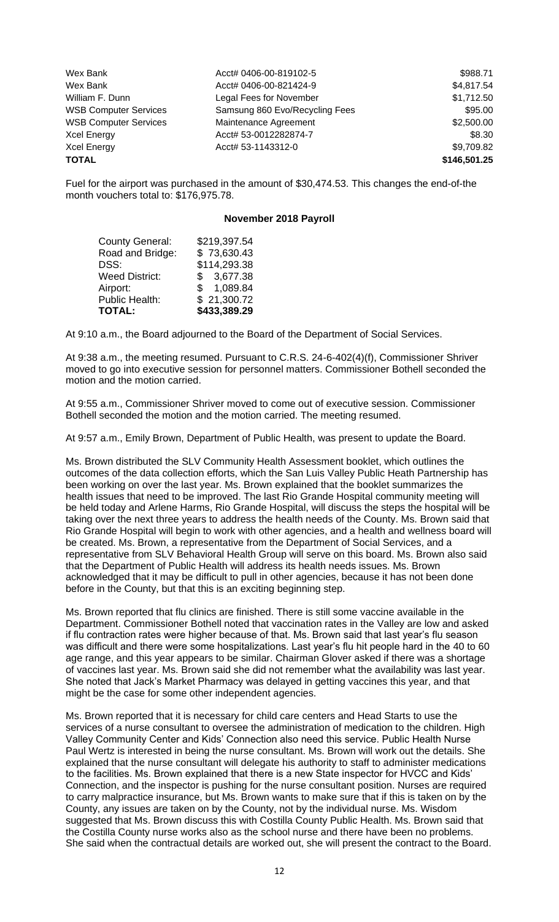| | | |
|---|---|---|
| Wex Bank | Acct# 0406-00-819102-5 | $988.71 |
| Wex Bank | Acct# 0406-00-821424-9 | $4,817.54 |
| William F. Dunn | Legal Fees for November | $1,712.50 |
| WSB Computer Services | Samsung 860 Evo/Recycling Fees | $95.00 |
| WSB Computer Services | Maintenance Agreement | $2,500.00 |
| Xcel Energy | Acct# 53-0012282874-7 | $8.30 |
| Xcel Energy | Acct# 53-1143312-0 | $9,709.82 |
| **TOTAL** | | **$146,501.25** |

Fuel for the airport was purchased in the amount of $30,474.53. This changes the end-of-the month vouchers total to: $176,975.78.

**November 2018 Payroll**

| | |
|---|---|
| County General: | $219,397.54 |
| Road and Bridge: | $ 73,630.43 |
| DSS: | $114,293.38 |
| Weed District: | $ 3,677.38 |
| Airport: | $ 1,089.84 |
| Public Health: | $ 21,300.72 |
| **TOTAL:** | **$433,389.29** |

At 9:10 a.m., the Board adjourned to the Board of the Department of Social Services.

At 9:38 a.m., the meeting resumed. Pursuant to C.R.S. 24-6-402(4)(f), Commissioner Shriver moved to go into executive session for personnel matters. Commissioner Bothell seconded the motion and the motion carried.

At 9:55 a.m., Commissioner Shriver moved to come out of executive session. Commissioner Bothell seconded the motion and the motion carried. The meeting resumed.

At 9:57 a.m., Emily Brown, Department of Public Health, was present to update the Board.

Ms. Brown distributed the SLV Community Health Assessment booklet, which outlines the outcomes of the data collection efforts, which the San Luis Valley Public Heath Partnership has been working on over the last year. Ms. Brown explained that the booklet summarizes the health issues that need to be improved. The last Rio Grande Hospital community meeting will be held today and Arlene Harms, Rio Grande Hospital, will discuss the steps the hospital will be taking over the next three years to address the health needs of the County. Ms. Brown said that Rio Grande Hospital will begin to work with other agencies, and a health and wellness board will be created. Ms. Brown, a representative from the Department of Social Services, and a representative from SLV Behavioral Health Group will serve on this board. Ms. Brown also said that the Department of Public Health will address its health needs issues. Ms. Brown acknowledged that it may be difficult to pull in other agencies, because it has not been done before in the County, but that this is an exciting beginning step.

Ms. Brown reported that flu clinics are finished. There is still some vaccine available in the Department. Commissioner Bothell noted that vaccination rates in the Valley are low and asked if flu contraction rates were higher because of that. Ms. Brown said that last year's flu season was difficult and there were some hospitalizations. Last year's flu hit people hard in the 40 to 60 age range, and this year appears to be similar. Chairman Glover asked if there was a shortage of vaccines last year. Ms. Brown said she did not remember what the availability was last year. She noted that Jack's Market Pharmacy was delayed in getting vaccines this year, and that might be the case for some other independent agencies.

Ms. Brown reported that it is necessary for child care centers and Head Starts to use the services of a nurse consultant to oversee the administration of medication to the children. High Valley Community Center and Kids' Connection also need this service. Public Health Nurse Paul Wertz is interested in being the nurse consultant. Ms. Brown will work out the details. She explained that the nurse consultant will delegate his authority to staff to administer medications to the facilities. Ms. Brown explained that there is a new State inspector for HVCC and Kids' Connection, and the inspector is pushing for the nurse consultant position. Nurses are required to carry malpractice insurance, but Ms. Brown wants to make sure that if this is taken on by the County, any issues are taken on by the County, not by the individual nurse. Ms. Wisdom suggested that Ms. Brown discuss this with Costilla County Public Health. Ms. Brown said that the Costilla County nurse works also as the school nurse and there have been no problems. She said when the contractual details are worked out, she will present the contract to the Board.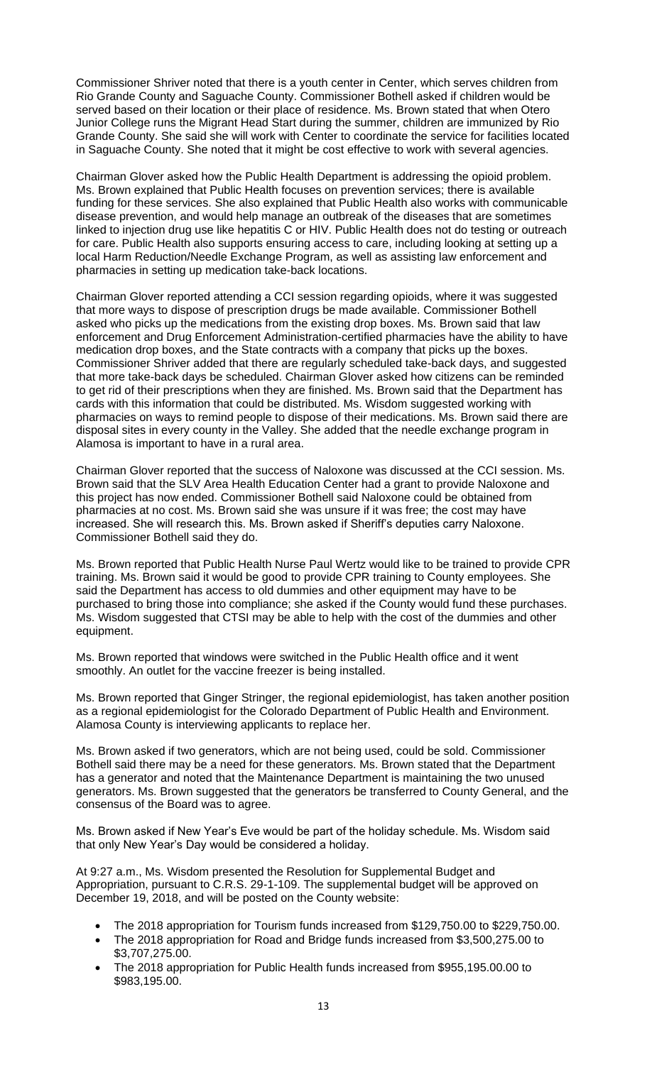Commissioner Shriver noted that there is a youth center in Center, which serves children from Rio Grande County and Saguache County. Commissioner Bothell asked if children would be served based on their location or their place of residence. Ms. Brown stated that when Otero Junior College runs the Migrant Head Start during the summer, children are immunized by Rio Grande County. She said she will work with Center to coordinate the service for facilities located in Saguache County. She noted that it might be cost effective to work with several agencies.

Chairman Glover asked how the Public Health Department is addressing the opioid problem. Ms. Brown explained that Public Health focuses on prevention services; there is available funding for these services. She also explained that Public Health also works with communicable disease prevention, and would help manage an outbreak of the diseases that are sometimes linked to injection drug use like hepatitis C or HIV. Public Health does not do testing or outreach for care. Public Health also supports ensuring access to care, including looking at setting up a local Harm Reduction/Needle Exchange Program, as well as assisting law enforcement and pharmacies in setting up medication take-back locations.

Chairman Glover reported attending a CCI session regarding opioids, where it was suggested that more ways to dispose of prescription drugs be made available. Commissioner Bothell asked who picks up the medications from the existing drop boxes. Ms. Brown said that law enforcement and Drug Enforcement Administration-certified pharmacies have the ability to have medication drop boxes, and the State contracts with a company that picks up the boxes. Commissioner Shriver added that there are regularly scheduled take-back days, and suggested that more take-back days be scheduled. Chairman Glover asked how citizens can be reminded to get rid of their prescriptions when they are finished. Ms. Brown said that the Department has cards with this information that could be distributed. Ms. Wisdom suggested working with pharmacies on ways to remind people to dispose of their medications. Ms. Brown said there are disposal sites in every county in the Valley. She added that the needle exchange program in Alamosa is important to have in a rural area.

Chairman Glover reported that the success of Naloxone was discussed at the CCI session. Ms. Brown said that the SLV Area Health Education Center had a grant to provide Naloxone and this project has now ended. Commissioner Bothell said Naloxone could be obtained from pharmacies at no cost. Ms. Brown said she was unsure if it was free; the cost may have increased. She will research this. Ms. Brown asked if Sheriff's deputies carry Naloxone. Commissioner Bothell said they do.

Ms. Brown reported that Public Health Nurse Paul Wertz would like to be trained to provide CPR training. Ms. Brown said it would be good to provide CPR training to County employees. She said the Department has access to old dummies and other equipment may have to be purchased to bring those into compliance; she asked if the County would fund these purchases. Ms. Wisdom suggested that CTSI may be able to help with the cost of the dummies and other equipment.

Ms. Brown reported that windows were switched in the Public Health office and it went smoothly. An outlet for the vaccine freezer is being installed.

Ms. Brown reported that Ginger Stringer, the regional epidemiologist, has taken another position as a regional epidemiologist for the Colorado Department of Public Health and Environment. Alamosa County is interviewing applicants to replace her.

Ms. Brown asked if two generators, which are not being used, could be sold. Commissioner Bothell said there may be a need for these generators. Ms. Brown stated that the Department has a generator and noted that the Maintenance Department is maintaining the two unused generators. Ms. Brown suggested that the generators be transferred to County General, and the consensus of the Board was to agree.

Ms. Brown asked if New Year's Eve would be part of the holiday schedule. Ms. Wisdom said that only New Year's Day would be considered a holiday.

At 9:27 a.m., Ms. Wisdom presented the Resolution for Supplemental Budget and Appropriation, pursuant to C.R.S. 29-1-109. The supplemental budget will be approved on December 19, 2018, and will be posted on the County website:

- The 2018 appropriation for Tourism funds increased from $129,750.00 to $229,750.00.
- The 2018 appropriation for Road and Bridge funds increased from $3,500,275.00 to $3,707,275.00.
- The 2018 appropriation for Public Health funds increased from $955,195.00.00 to $983,195.00.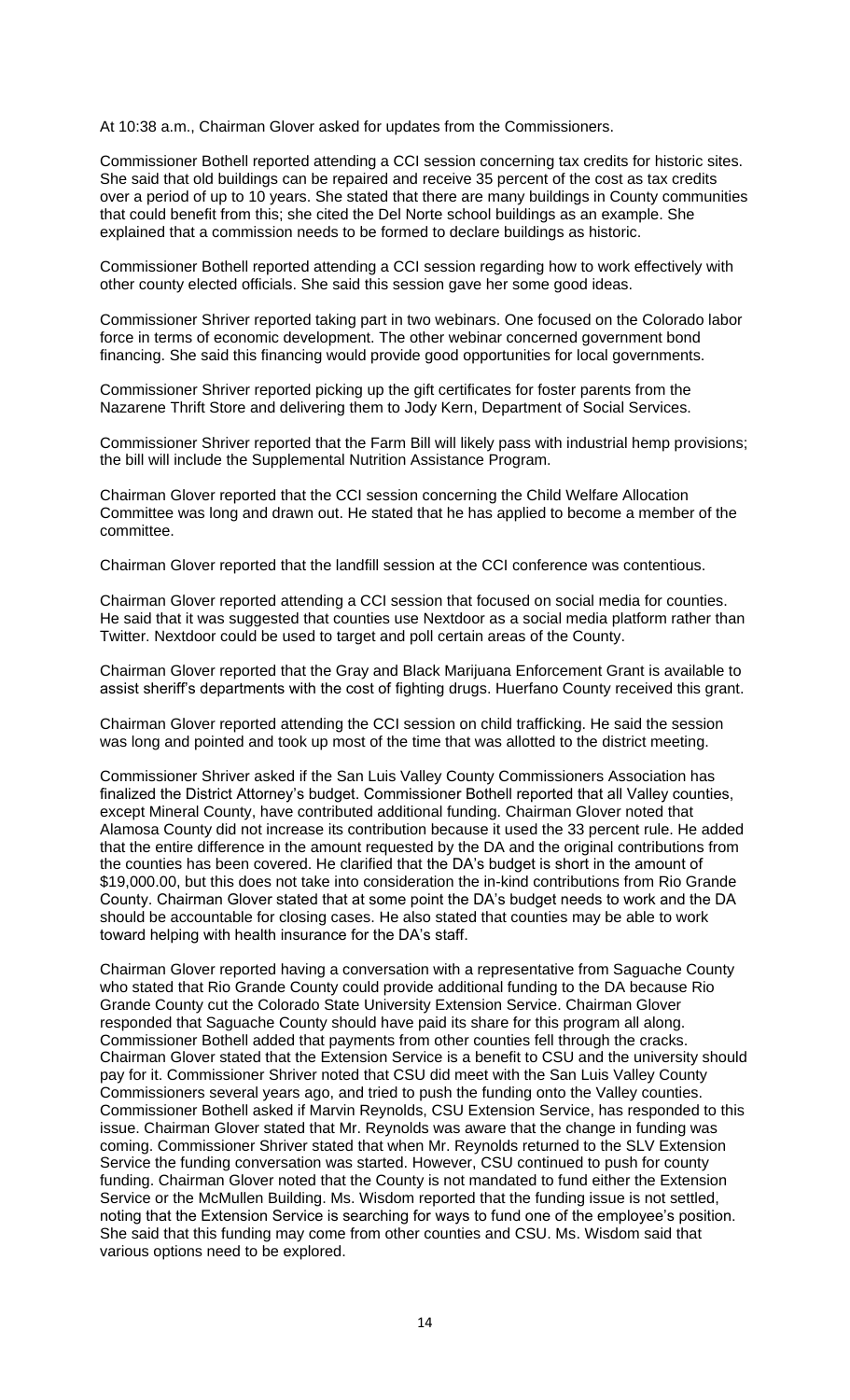At 10:38 a.m., Chairman Glover asked for updates from the Commissioners.

Commissioner Bothell reported attending a CCI session concerning tax credits for historic sites. She said that old buildings can be repaired and receive 35 percent of the cost as tax credits over a period of up to 10 years. She stated that there are many buildings in County communities that could benefit from this; she cited the Del Norte school buildings as an example. She explained that a commission needs to be formed to declare buildings as historic.

Commissioner Bothell reported attending a CCI session regarding how to work effectively with other county elected officials. She said this session gave her some good ideas.

Commissioner Shriver reported taking part in two webinars. One focused on the Colorado labor force in terms of economic development. The other webinar concerned government bond financing. She said this financing would provide good opportunities for local governments.

Commissioner Shriver reported picking up the gift certificates for foster parents from the Nazarene Thrift Store and delivering them to Jody Kern, Department of Social Services.

Commissioner Shriver reported that the Farm Bill will likely pass with industrial hemp provisions; the bill will include the Supplemental Nutrition Assistance Program.

Chairman Glover reported that the CCI session concerning the Child Welfare Allocation Committee was long and drawn out. He stated that he has applied to become a member of the committee.

Chairman Glover reported that the landfill session at the CCI conference was contentious.

Chairman Glover reported attending a CCI session that focused on social media for counties. He said that it was suggested that counties use Nextdoor as a social media platform rather than Twitter. Nextdoor could be used to target and poll certain areas of the County.

Chairman Glover reported that the Gray and Black Marijuana Enforcement Grant is available to assist sheriff's departments with the cost of fighting drugs. Huerfano County received this grant.

Chairman Glover reported attending the CCI session on child trafficking. He said the session was long and pointed and took up most of the time that was allotted to the district meeting.

Commissioner Shriver asked if the San Luis Valley County Commissioners Association has finalized the District Attorney's budget. Commissioner Bothell reported that all Valley counties, except Mineral County, have contributed additional funding. Chairman Glover noted that Alamosa County did not increase its contribution because it used the 33 percent rule. He added that the entire difference in the amount requested by the DA and the original contributions from the counties has been covered. He clarified that the DA's budget is short in the amount of $19,000.00, but this does not take into consideration the in-kind contributions from Rio Grande County. Chairman Glover stated that at some point the DA's budget needs to work and the DA should be accountable for closing cases. He also stated that counties may be able to work toward helping with health insurance for the DA's staff.

Chairman Glover reported having a conversation with a representative from Saguache County who stated that Rio Grande County could provide additional funding to the DA because Rio Grande County cut the Colorado State University Extension Service. Chairman Glover responded that Saguache County should have paid its share for this program all along. Commissioner Bothell added that payments from other counties fell through the cracks. Chairman Glover stated that the Extension Service is a benefit to CSU and the university should pay for it. Commissioner Shriver noted that CSU did meet with the San Luis Valley County Commissioners several years ago, and tried to push the funding onto the Valley counties. Commissioner Bothell asked if Marvin Reynolds, CSU Extension Service, has responded to this issue. Chairman Glover stated that Mr. Reynolds was aware that the change in funding was coming. Commissioner Shriver stated that when Mr. Reynolds returned to the SLV Extension Service the funding conversation was started. However, CSU continued to push for county funding. Chairman Glover noted that the County is not mandated to fund either the Extension Service or the McMullen Building. Ms. Wisdom reported that the funding issue is not settled, noting that the Extension Service is searching for ways to fund one of the employee's position. She said that this funding may come from other counties and CSU. Ms. Wisdom said that various options need to be explored.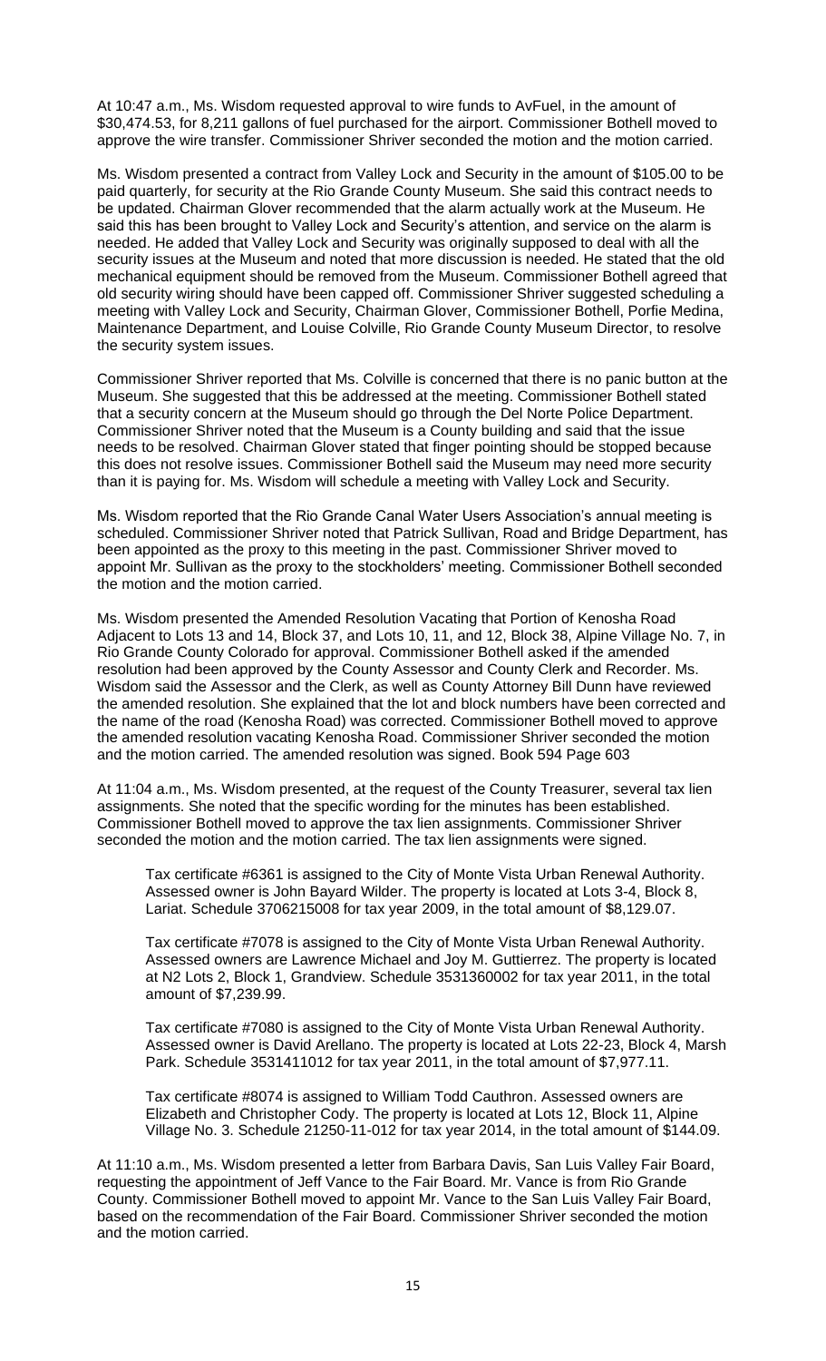At 10:47 a.m., Ms. Wisdom requested approval to wire funds to AvFuel, in the amount of $30,474.53, for 8,211 gallons of fuel purchased for the airport. Commissioner Bothell moved to approve the wire transfer. Commissioner Shriver seconded the motion and the motion carried.

Ms. Wisdom presented a contract from Valley Lock and Security in the amount of $105.00 to be paid quarterly, for security at the Rio Grande County Museum. She said this contract needs to be updated. Chairman Glover recommended that the alarm actually work at the Museum. He said this has been brought to Valley Lock and Security's attention, and service on the alarm is needed. He added that Valley Lock and Security was originally supposed to deal with all the security issues at the Museum and noted that more discussion is needed. He stated that the old mechanical equipment should be removed from the Museum. Commissioner Bothell agreed that old security wiring should have been capped off. Commissioner Shriver suggested scheduling a meeting with Valley Lock and Security, Chairman Glover, Commissioner Bothell, Porfie Medina, Maintenance Department, and Louise Colville, Rio Grande County Museum Director, to resolve the security system issues.

Commissioner Shriver reported that Ms. Colville is concerned that there is no panic button at the Museum. She suggested that this be addressed at the meeting. Commissioner Bothell stated that a security concern at the Museum should go through the Del Norte Police Department. Commissioner Shriver noted that the Museum is a County building and said that the issue needs to be resolved. Chairman Glover stated that finger pointing should be stopped because this does not resolve issues. Commissioner Bothell said the Museum may need more security than it is paying for. Ms. Wisdom will schedule a meeting with Valley Lock and Security.

Ms. Wisdom reported that the Rio Grande Canal Water Users Association's annual meeting is scheduled. Commissioner Shriver noted that Patrick Sullivan, Road and Bridge Department, has been appointed as the proxy to this meeting in the past. Commissioner Shriver moved to appoint Mr. Sullivan as the proxy to the stockholders' meeting. Commissioner Bothell seconded the motion and the motion carried.

Ms. Wisdom presented the Amended Resolution Vacating that Portion of Kenosha Road Adjacent to Lots 13 and 14, Block 37, and Lots 10, 11, and 12, Block 38, Alpine Village No. 7, in Rio Grande County Colorado for approval. Commissioner Bothell asked if the amended resolution had been approved by the County Assessor and County Clerk and Recorder. Ms. Wisdom said the Assessor and the Clerk, as well as County Attorney Bill Dunn have reviewed the amended resolution. She explained that the lot and block numbers have been corrected and the name of the road (Kenosha Road) was corrected. Commissioner Bothell moved to approve the amended resolution vacating Kenosha Road. Commissioner Shriver seconded the motion and the motion carried. The amended resolution was signed. Book 594 Page 603

At 11:04 a.m., Ms. Wisdom presented, at the request of the County Treasurer, several tax lien assignments. She noted that the specific wording for the minutes has been established. Commissioner Bothell moved to approve the tax lien assignments. Commissioner Shriver seconded the motion and the motion carried. The tax lien assignments were signed.

> Tax certificate #6361 is assigned to the City of Monte Vista Urban Renewal Authority. Assessed owner is John Bayard Wilder. The property is located at Lots 3-4, Block 8, Lariat. Schedule 3706215008 for tax year 2009, in the total amount of $8,129.07.
>
> Tax certificate #7078 is assigned to the City of Monte Vista Urban Renewal Authority. Assessed owners are Lawrence Michael and Joy M. Guttierrez. The property is located at N2 Lots 2, Block 1, Grandview. Schedule 3531360002 for tax year 2011, in the total amount of $7,239.99.
>
> Tax certificate #7080 is assigned to the City of Monte Vista Urban Renewal Authority. Assessed owner is David Arellano. The property is located at Lots 22-23, Block 4, Marsh Park. Schedule 3531411012 for tax year 2011, in the total amount of $7,977.11.
>
> Tax certificate #8074 is assigned to William Todd Cauthron. Assessed owners are Elizabeth and Christopher Cody. The property is located at Lots 12, Block 11, Alpine Village No. 3. Schedule 21250-11-012 for tax year 2014, in the total amount of $144.09.

At 11:10 a.m., Ms. Wisdom presented a letter from Barbara Davis, San Luis Valley Fair Board, requesting the appointment of Jeff Vance to the Fair Board. Mr. Vance is from Rio Grande County. Commissioner Bothell moved to appoint Mr. Vance to the San Luis Valley Fair Board, based on the recommendation of the Fair Board. Commissioner Shriver seconded the motion and the motion carried.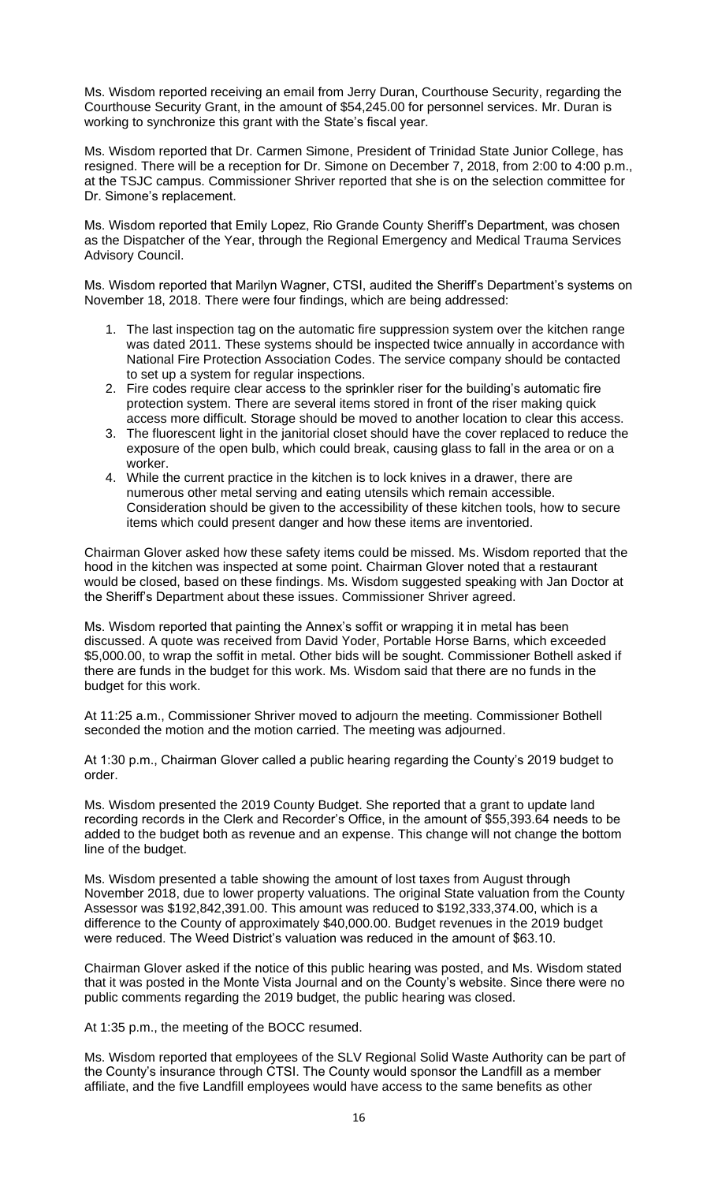Ms. Wisdom reported receiving an email from Jerry Duran, Courthouse Security, regarding the Courthouse Security Grant, in the amount of $54,245.00 for personnel services. Mr. Duran is working to synchronize this grant with the State's fiscal year.

Ms. Wisdom reported that Dr. Carmen Simone, President of Trinidad State Junior College, has resigned. There will be a reception for Dr. Simone on December 7, 2018, from 2:00 to 4:00 p.m., at the TSJC campus. Commissioner Shriver reported that she is on the selection committee for Dr. Simone's replacement.

Ms. Wisdom reported that Emily Lopez, Rio Grande County Sheriff's Department, was chosen as the Dispatcher of the Year, through the Regional Emergency and Medical Trauma Services Advisory Council.

Ms. Wisdom reported that Marilyn Wagner, CTSI, audited the Sheriff's Department's systems on November 18, 2018. There were four findings, which are being addressed:

1. The last inspection tag on the automatic fire suppression system over the kitchen range was dated 2011. These systems should be inspected twice annually in accordance with National Fire Protection Association Codes. The service company should be contacted to set up a system for regular inspections.
2. Fire codes require clear access to the sprinkler riser for the building's automatic fire protection system. There are several items stored in front of the riser making quick access more difficult. Storage should be moved to another location to clear this access.
3. The fluorescent light in the janitorial closet should have the cover replaced to reduce the exposure of the open bulb, which could break, causing glass to fall in the area or on a worker.
4. While the current practice in the kitchen is to lock knives in a drawer, there are numerous other metal serving and eating utensils which remain accessible. Consideration should be given to the accessibility of these kitchen tools, how to secure items which could present danger and how these items are inventoried.

Chairman Glover asked how these safety items could be missed. Ms. Wisdom reported that the hood in the kitchen was inspected at some point. Chairman Glover noted that a restaurant would be closed, based on these findings. Ms. Wisdom suggested speaking with Jan Doctor at the Sheriff's Department about these issues. Commissioner Shriver agreed.

Ms. Wisdom reported that painting the Annex's soffit or wrapping it in metal has been discussed. A quote was received from David Yoder, Portable Horse Barns, which exceeded $5,000.00, to wrap the soffit in metal. Other bids will be sought. Commissioner Bothell asked if there are funds in the budget for this work. Ms. Wisdom said that there are no funds in the budget for this work.

At 11:25 a.m., Commissioner Shriver moved to adjourn the meeting. Commissioner Bothell seconded the motion and the motion carried. The meeting was adjourned.

At 1:30 p.m., Chairman Glover called a public hearing regarding the County's 2019 budget to order.

Ms. Wisdom presented the 2019 County Budget. She reported that a grant to update land recording records in the Clerk and Recorder's Office, in the amount of $55,393.64 needs to be added to the budget both as revenue and an expense. This change will not change the bottom line of the budget.

Ms. Wisdom presented a table showing the amount of lost taxes from August through November 2018, due to lower property valuations. The original State valuation from the County Assessor was $192,842,391.00. This amount was reduced to $192,333,374.00, which is a difference to the County of approximately $40,000.00. Budget revenues in the 2019 budget were reduced. The Weed District's valuation was reduced in the amount of $63.10.

Chairman Glover asked if the notice of this public hearing was posted, and Ms. Wisdom stated that it was posted in the Monte Vista Journal and on the County's website. Since there were no public comments regarding the 2019 budget, the public hearing was closed.

At 1:35 p.m., the meeting of the BOCC resumed.

Ms. Wisdom reported that employees of the SLV Regional Solid Waste Authority can be part of the County's insurance through CTSI. The County would sponsor the Landfill as a member affiliate, and the five Landfill employees would have access to the same benefits as other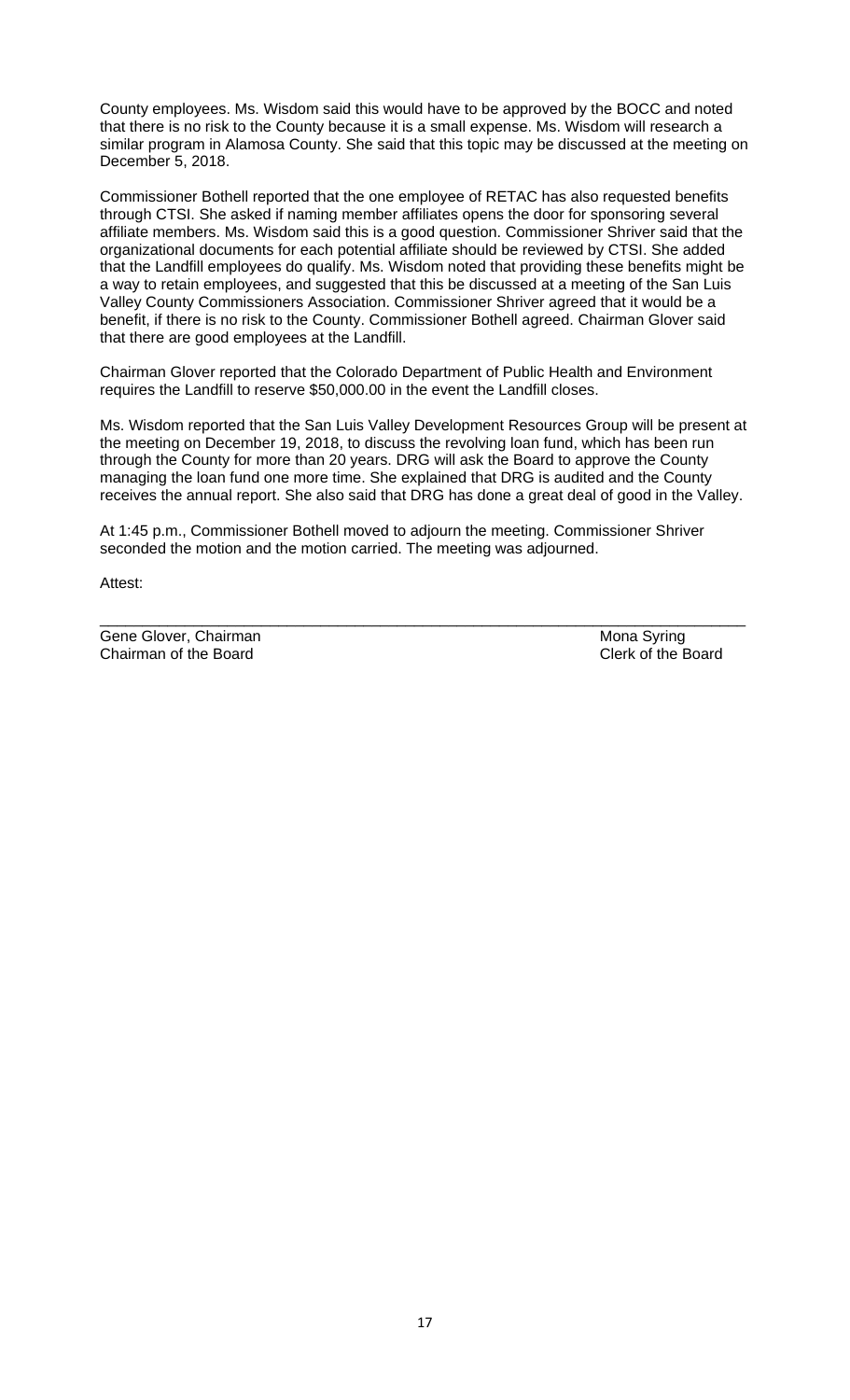County employees. Ms. Wisdom said this would have to be approved by the BOCC and noted that there is no risk to the County because it is a small expense. Ms. Wisdom will research a similar program in Alamosa County. She said that this topic may be discussed at the meeting on December 5, 2018.

Commissioner Bothell reported that the one employee of RETAC has also requested benefits through CTSI. She asked if naming member affiliates opens the door for sponsoring several affiliate members. Ms. Wisdom said this is a good question. Commissioner Shriver said that the organizational documents for each potential affiliate should be reviewed by CTSI. She added that the Landfill employees do qualify. Ms. Wisdom noted that providing these benefits might be a way to retain employees, and suggested that this be discussed at a meeting of the San Luis Valley County Commissioners Association. Commissioner Shriver agreed that it would be a benefit, if there is no risk to the County. Commissioner Bothell agreed. Chairman Glover said that there are good employees at the Landfill.

Chairman Glover reported that the Colorado Department of Public Health and Environment requires the Landfill to reserve $50,000.00 in the event the Landfill closes.

Ms. Wisdom reported that the San Luis Valley Development Resources Group will be present at the meeting on December 19, 2018, to discuss the revolving loan fund, which has been run through the County for more than 20 years. DRG will ask the Board to approve the County managing the loan fund one more time. She explained that DRG is audited and the County receives the annual report. She also said that DRG has done a great deal of good in the Valley.

At 1:45 p.m., Commissioner Bothell moved to adjourn the meeting. Commissioner Shriver seconded the motion and the motion carried. The meeting was adjourned.

Attest:

\_\_\_\_\_\_\_\_\_\_\_\_\_\_\_\_\_\_\_\_\_\_\_\_\_\_\_\_\_\_\_\_\_\_\_\_\_\_\_\_\_\_\_\_\_\_\_\_\_\_\_\_\_\_\_\_\_\_\_\_\_\_\_\_\_\_\_\_\_\_\_\_\_\_

Gene Glover, Chairman
Chairman of the Board

Mona Syring
Clerk of the Board